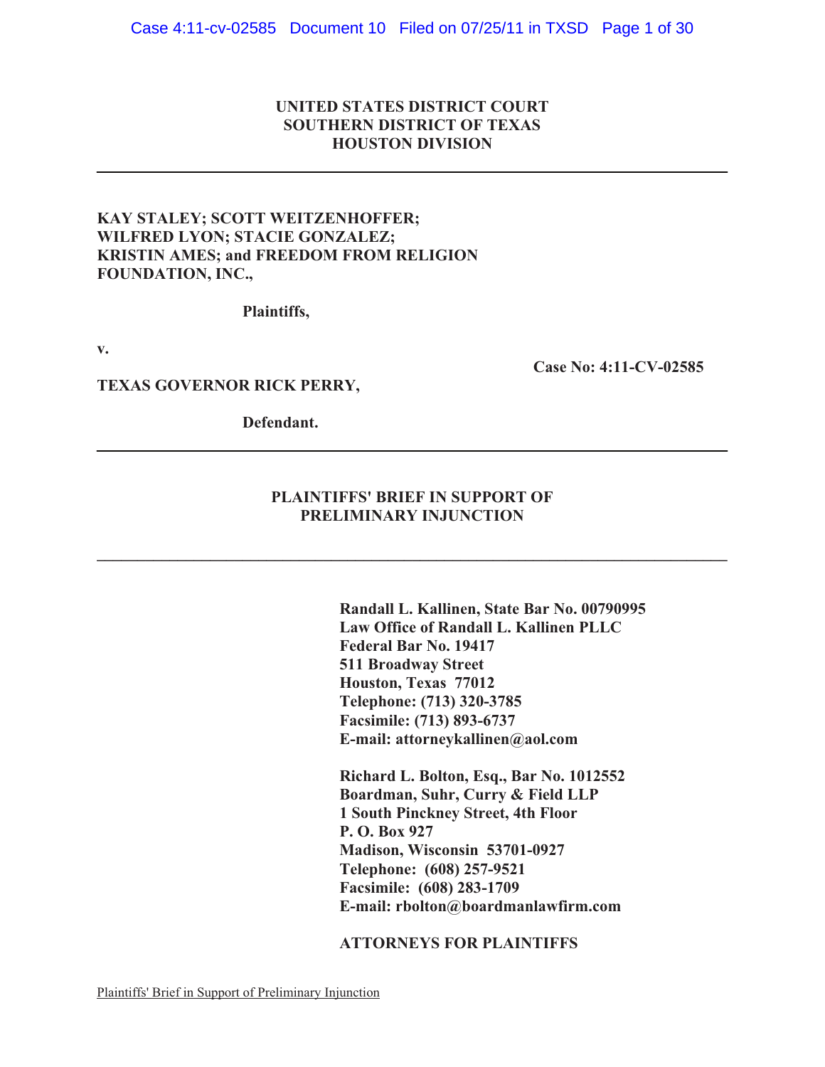**UNITED STATES DISTRICT COURT**
**SOUTHERN DISTRICT OF TEXAS**
**HOUSTON DIVISION**

---

**KAY STALEY; SCOTT WEITZENHOFFER; WILFRED LYON; STACIE GONZALEZ; KRISTIN AMES; and FREEDOM FROM RELIGION FOUNDATION, INC.,**

**Plaintiffs,**

**v.**

**Case No: 4:11-CV-02585**

**TEXAS GOVERNOR RICK PERRY,**

**Defendant.**

---

**PLAINTIFFS' BRIEF IN SUPPORT OF PRELIMINARY INJUNCTION**

---

**Randall L. Kallinen, State Bar No. 00790995**
**Law Office of Randall L. Kallinen PLLC**
**Federal Bar No. 19417**
**511 Broadway Street**
**Houston, Texas 77012**
**Telephone: (713) 320-3785**
**Facsimile: (713) 893-6737**
**E-mail: attorneykallinen@aol.com**

**Richard L. Bolton, Esq., Bar No. 1012552**
**Boardman, Suhr, Curry & Field LLP**
**1 South Pinckney Street, 4th Floor**
**P. O. Box 927**
**Madison, Wisconsin 53701-0927**
**Telephone: (608) 257-9521**
**Facsimile: (608) 283-1709**
**E-mail: rbolton@boardmanlawfirm.com**

**ATTORNEYS FOR PLAINTIFFS**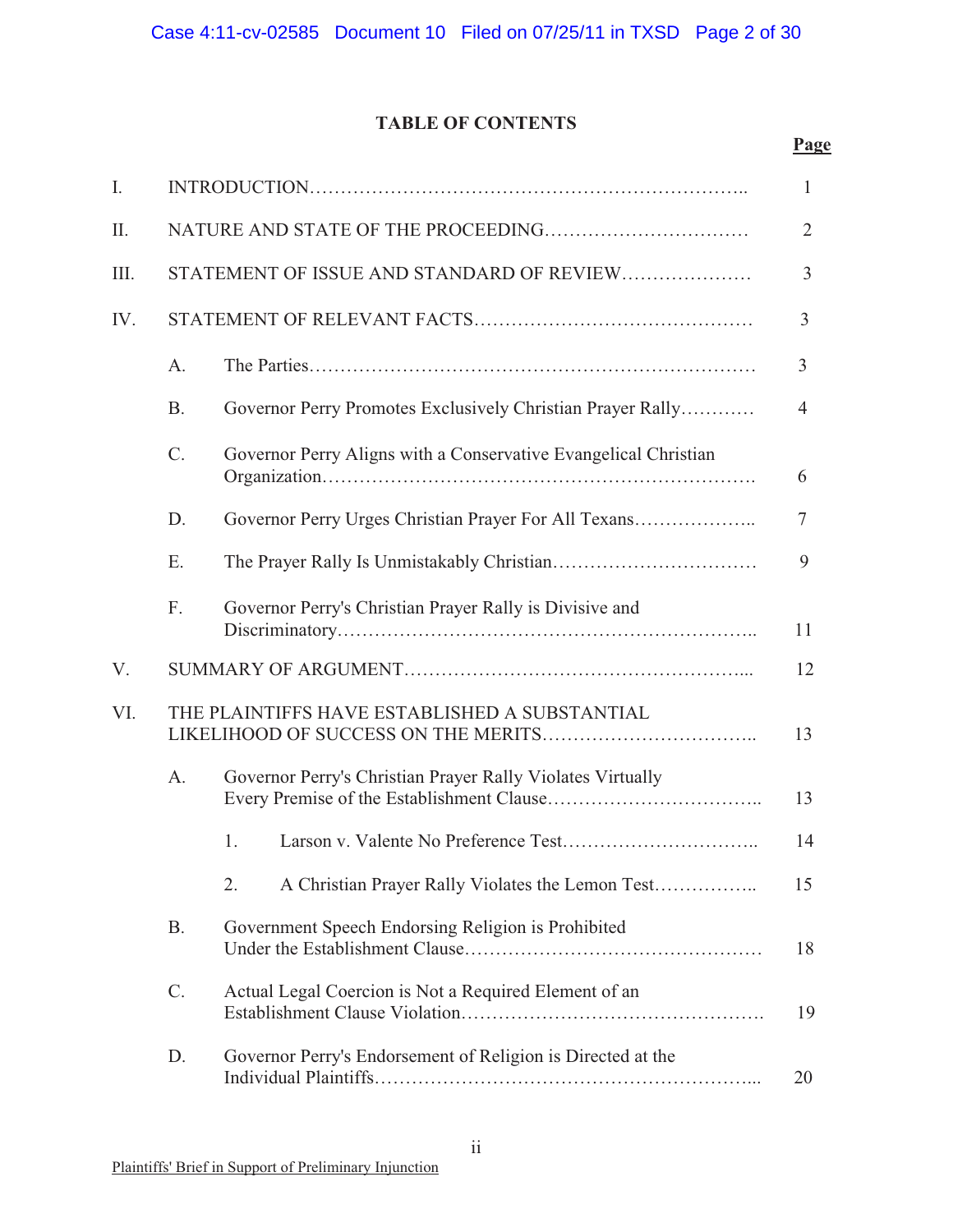**TABLE OF CONTENTS**

| | | Page |
|---|---|---|
| I. | INTRODUCTION | 1 |
| II. | NATURE AND STATE OF THE PROCEEDING | 2 |
| III. | STATEMENT OF ISSUE AND STANDARD OF REVIEW | 3 |
| IV. | STATEMENT OF RELEVANT FACTS | 3 |
| | A. The Parties | 3 |
| | B. Governor Perry Promotes Exclusively Christian Prayer Rally | 4 |
| | C. Governor Perry Aligns with a Conservative Evangelical Christian Organization | 6 |
| | D. Governor Perry Urges Christian Prayer For All Texans | 7 |
| | E. The Prayer Rally Is Unmistakably Christian | 9 |
| | F. Governor Perry's Christian Prayer Rally is Divisive and Discriminatory | 11 |
| V. | SUMMARY OF ARGUMENT | 12 |
| VI. | THE PLAINTIFFS HAVE ESTABLISHED A SUBSTANTIAL LIKELIHOOD OF SUCCESS ON THE MERITS | 13 |
| | A. Governor Perry's Christian Prayer Rally Violates Virtually Every Premise of the Establishment Clause | 13 |
| | 1. Larson v. Valente No Preference Test | 14 |
| | 2. A Christian Prayer Rally Violates the Lemon Test | 15 |
| | B. Government Speech Endorsing Religion is Prohibited Under the Establishment Clause | 18 |
| | C. Actual Legal Coercion is Not a Required Element of an Establishment Clause Violation | 19 |
| | D. Governor Perry's Endorsement of Religion is Directed at the Individual Plaintiffs | 20 |

ii

Plaintiffs' Brief in Support of Preliminary Injunction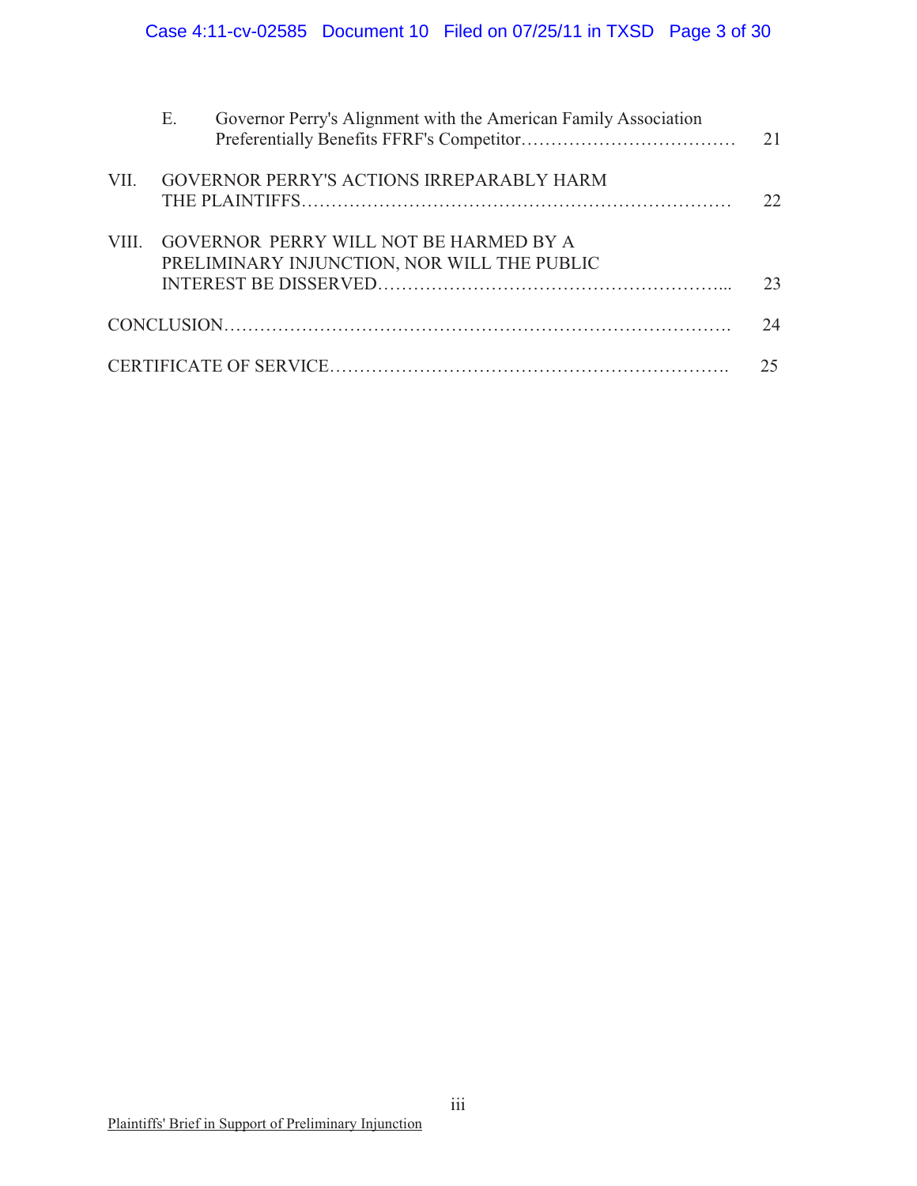| | | |
|---|---|---|
| | E. Governor Perry's Alignment with the American Family Association Preferentially Benefits FFRF's Competitor………………………………… | 21 |
| VII. | GOVERNOR PERRY'S ACTIONS IRREPARABLY HARM THE PLAINTIFFS……………………………………………………………… | 22 |
| VIII. | GOVERNOR PERRY WILL NOT BE HARMED BY A PRELIMINARY INJUNCTION, NOR WILL THE PUBLIC INTEREST BE DISSERVED………………………………………………….. | 23 |
| CONCLUSION……………………………………………………………………… | | 24 |
| CERTIFICATE OF SERVICE………………………………………………………. | | 25 |

Plaintiffs' Brief in Support of Preliminary Injunction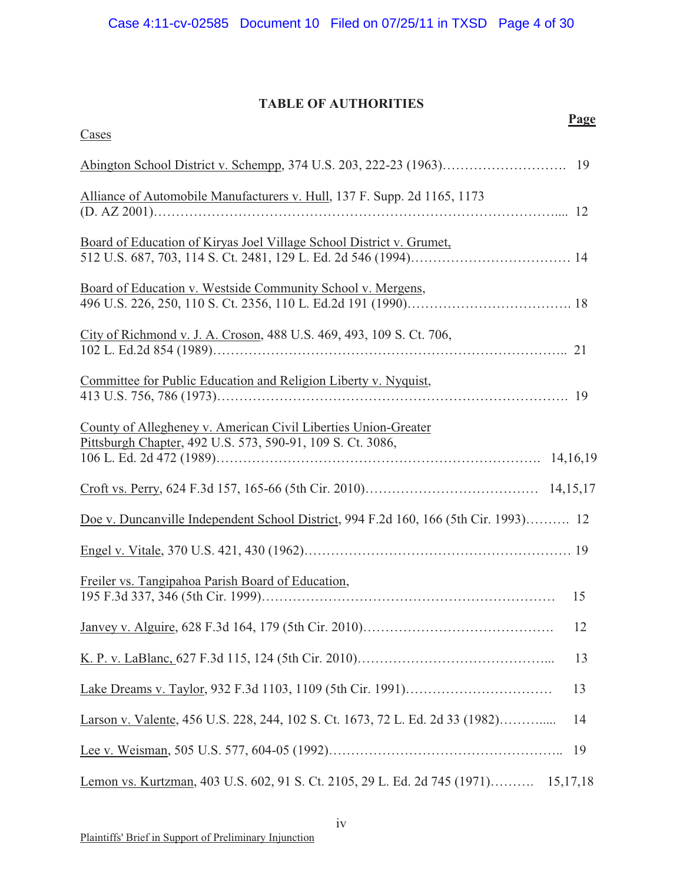## TABLE OF AUTHORITIES

**Page**

Cases

Abington School District v. Schempp, 374 U.S. 203, 222-23 (1963)………………………. 19

Alliance of Automobile Manufacturers v. Hull, 137 F. Supp. 2d 1165, 1173 (D. AZ 2001)……………………………………………………………………………..... 12

Board of Education of Kiryas Joel Village School District v. Grumet, 512 U.S. 687, 703, 114 S. Ct. 2481, 129 L. Ed. 2d 546 (1994)………………………………. 14

Board of Education v. Westside Community School v. Mergens, 496 U.S. 226, 250, 110 S. Ct. 2356, 110 L. Ed.2d 191 (1990)………………………………. 18

City of Richmond v. J. A. Croson, 488 U.S. 469, 493, 109 S. Ct. 706, 102 L. Ed.2d 854 (1989)……………………………………………………………….. 21

Committee for Public Education and Religion Liberty v. Nyquist, 413 U.S. 756, 786 (1973)………………………………………………………………. 19

County of Allegheney v. American Civil Liberties Union-Greater Pittsburgh Chapter, 492 U.S. 573, 590-91, 109 S. Ct. 3086, 106 L. Ed. 2d 472 (1989)…………………………………………………………. 14,16,19

Croft vs. Perry, 624 F.3d 157, 165-66 (5th Cir. 2010)…………………………….… 14,15,17

Doe v. Duncanville Independent School District, 994 F.2d 160, 166 (5th Cir. 1993)………. 12

Engel v. Vitale, 370 U.S. 421, 430 (1962)…………………………………………………… 19

Freiler vs. Tangipahoa Parish Board of Education, 195 F.3d 337, 346 (5th Cir. 1999)………………………………………………………… 15

Janvey v. Alguire, 628 F.3d 164, 179 (5th Cir. 2010)……………………………………. 12

K. P. v. LaBlanc, 627 F.3d 115, 124 (5th Cir. 2010)……………………………………... 13

Lake Dreams v. Taylor, 932 F.3d 1103, 1109 (5th Cir. 1991)…………………………… 13

Larson v. Valente, 456 U.S. 228, 244, 102 S. Ct. 1673, 72 L. Ed. 2d 33 (1982)……….…. 14

Lee v. Weisman, 505 U.S. 577, 604-05 (1992)…………………………………………….. 19

Lemon vs. Kurtzman, 403 U.S. 602, 91 S. Ct. 2105, 29 L. Ed. 2d 745 (1971)………. 15,17,18

Plaintiffs' Brief in Support of Preliminary Injunction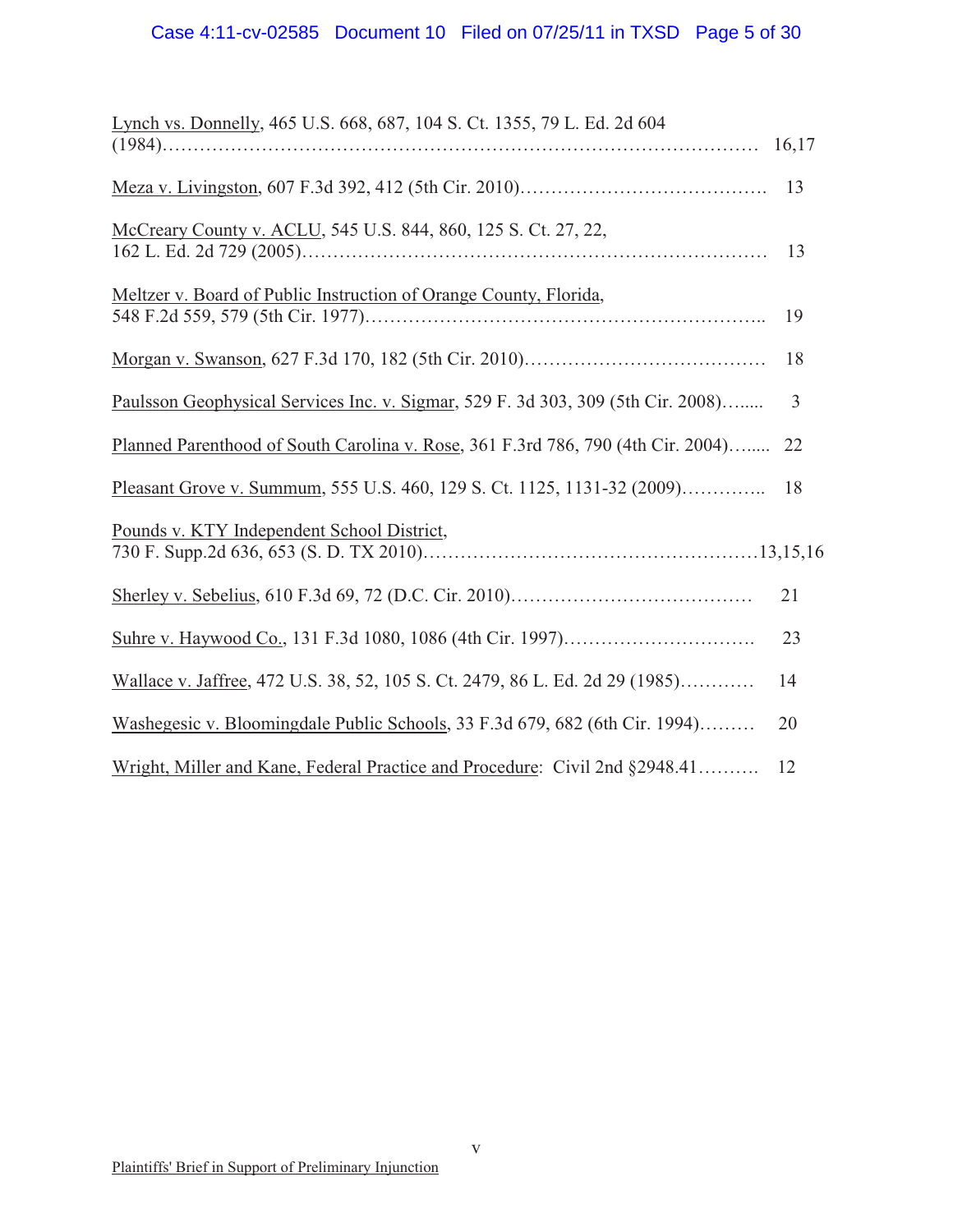Lynch vs. Donnelly, 465 U.S. 668, 687, 104 S. Ct. 1355, 79 L. Ed. 2d 604 (1984)………………………………………………………………………………… 16,17

Meza v. Livingston, 607 F.3d 392, 412 (5th Cir. 2010)…………………………………. 13

McCreary County v. ACLU, 545 U.S. 844, 860, 125 S. Ct. 27, 22, 162 L. Ed. 2d 729 (2005)………………………………………………………………… 13

Meltzer v. Board of Public Instruction of Orange County, Florida, 548 F.2d 559, 579 (5th Cir. 1977)……………………………………………………….. 19

Morgan v. Swanson, 627 F.3d 170, 182 (5th Cir. 2010)………………………………… 18

Paulsson Geophysical Services Inc. v. Sigmar, 529 F. 3d 303, 309 (5th Cir. 2008)…..... 3

Planned Parenthood of South Carolina v. Rose, 361 F.3rd 786, 790 (4th Cir. 2004)….... 22

Pleasant Grove v. Summum, 555 U.S. 460, 129 S. Ct. 1125, 1131-32 (2009)………….. 18

Pounds v. KTY Independent School District, 730 F. Supp.2d 636, 653 (S. D. TX 2010)………………………………………………13,15,16

Sherley v. Sebelius, 610 F.3d 69, 72 (D.C. Cir. 2010)………………………………… 21

Suhre v. Haywood Co., 131 F.3d 1080, 1086 (4th Cir. 1997)…………………………. 23

Wallace v. Jaffree, 472 U.S. 38, 52, 105 S. Ct. 2479, 86 L. Ed. 2d 29 (1985)………… 14

Washegesic v. Bloomingdale Public Schools, 33 F.3d 679, 682 (6th Cir. 1994)……… 20

Wright, Miller and Kane, Federal Practice and Procedure: Civil 2nd §2948.41………. 12

Plaintiffs' Brief in Support of Preliminary Injunction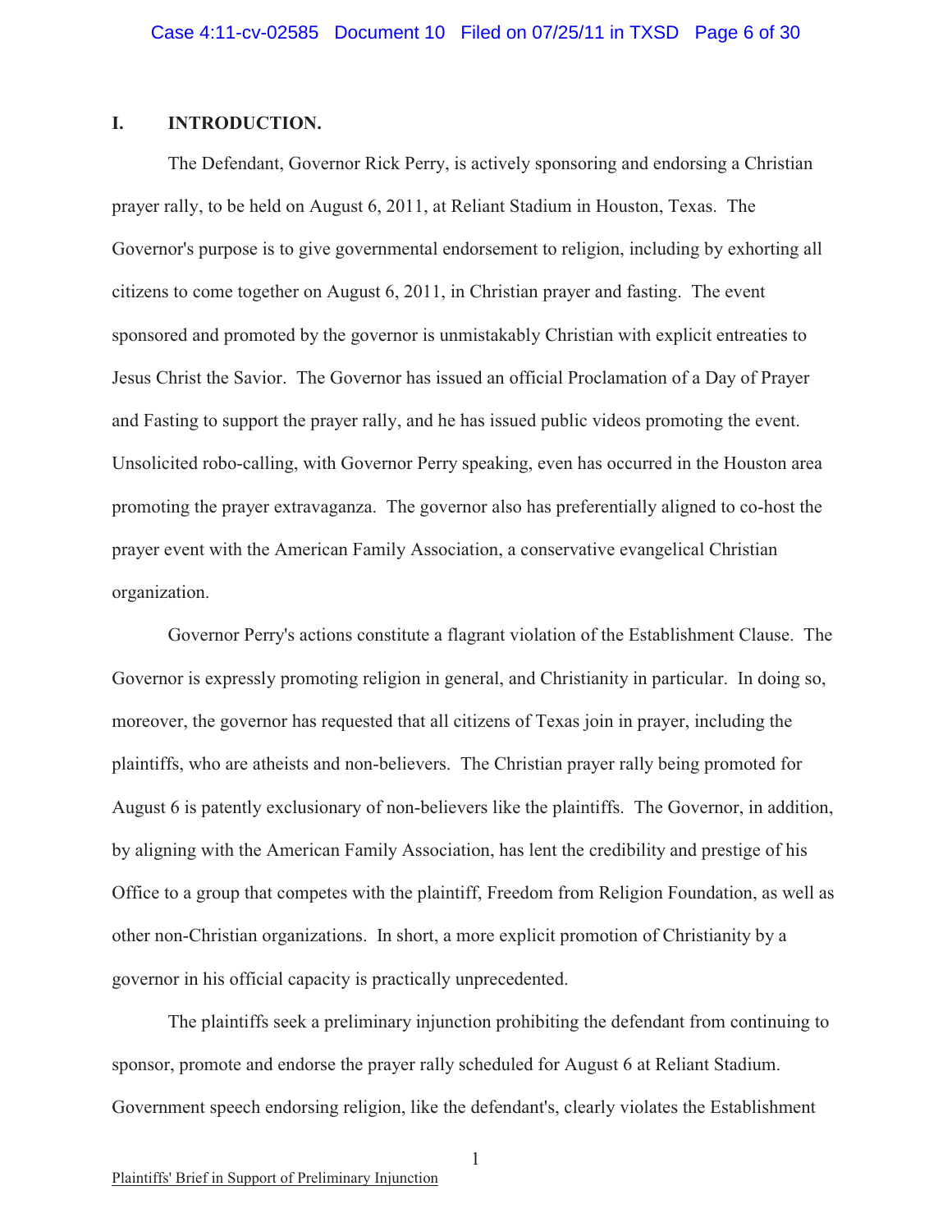## I. INTRODUCTION.

The Defendant, Governor Rick Perry, is actively sponsoring and endorsing a Christian prayer rally, to be held on August 6, 2011, at Reliant Stadium in Houston, Texas. The Governor's purpose is to give governmental endorsement to religion, including by exhorting all citizens to come together on August 6, 2011, in Christian prayer and fasting. The event sponsored and promoted by the governor is unmistakably Christian with explicit entreaties to Jesus Christ the Savior. The Governor has issued an official Proclamation of a Day of Prayer and Fasting to support the prayer rally, and he has issued public videos promoting the event. Unsolicited robo-calling, with Governor Perry speaking, even has occurred in the Houston area promoting the prayer extravaganza. The governor also has preferentially aligned to co-host the prayer event with the American Family Association, a conservative evangelical Christian organization.

Governor Perry's actions constitute a flagrant violation of the Establishment Clause. The Governor is expressly promoting religion in general, and Christianity in particular. In doing so, moreover, the governor has requested that all citizens of Texas join in prayer, including the plaintiffs, who are atheists and non-believers. The Christian prayer rally being promoted for August 6 is patently exclusionary of non-believers like the plaintiffs. The Governor, in addition, by aligning with the American Family Association, has lent the credibility and prestige of his Office to a group that competes with the plaintiff, Freedom from Religion Foundation, as well as other non-Christian organizations. In short, a more explicit promotion of Christianity by a governor in his official capacity is practically unprecedented.

The plaintiffs seek a preliminary injunction prohibiting the defendant from continuing to sponsor, promote and endorse the prayer rally scheduled for August 6 at Reliant Stadium. Government speech endorsing religion, like the defendant's, clearly violates the Establishment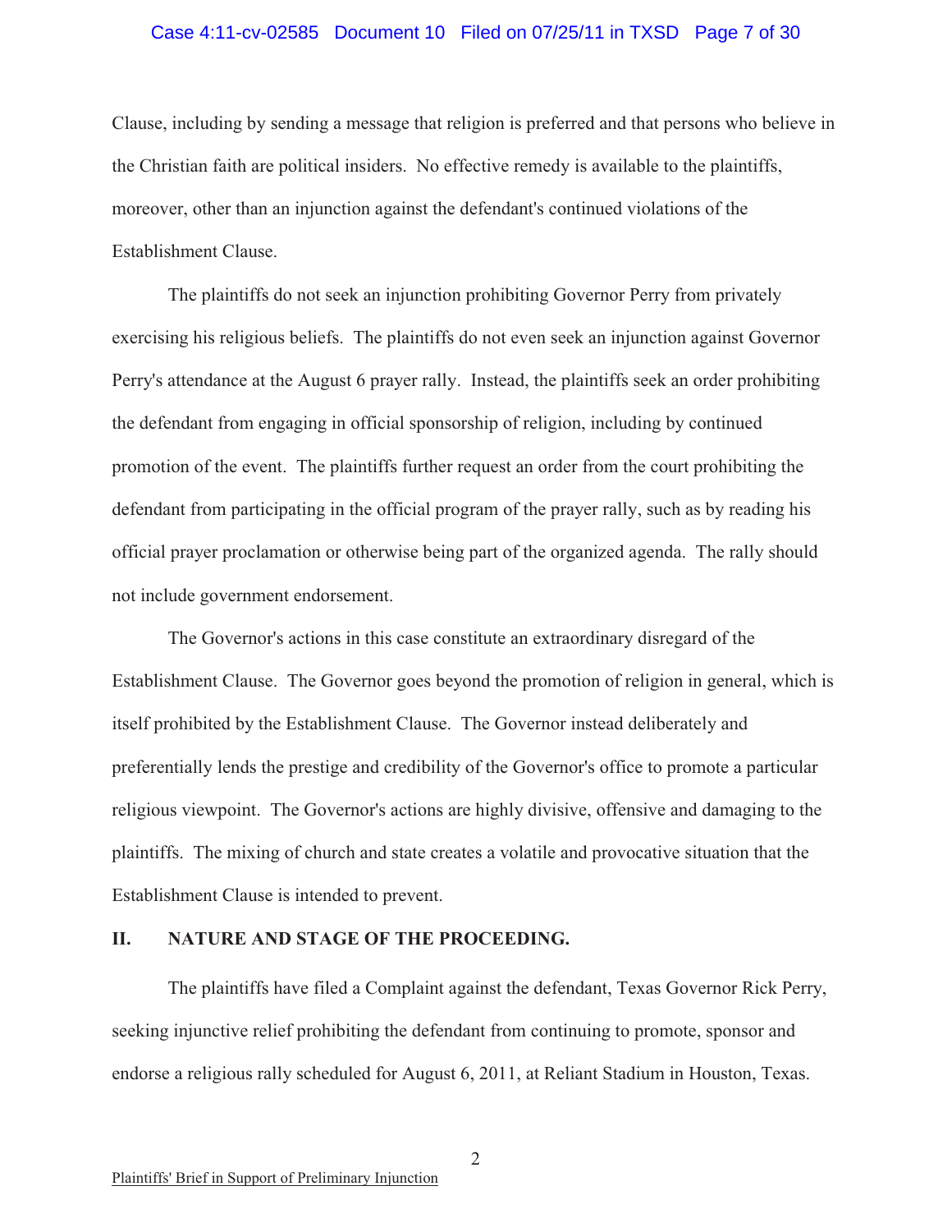Clause, including by sending a message that religion is preferred and that persons who believe in the Christian faith are political insiders. No effective remedy is available to the plaintiffs, moreover, other than an injunction against the defendant's continued violations of the Establishment Clause.

The plaintiffs do not seek an injunction prohibiting Governor Perry from privately exercising his religious beliefs. The plaintiffs do not even seek an injunction against Governor Perry's attendance at the August 6 prayer rally. Instead, the plaintiffs seek an order prohibiting the defendant from engaging in official sponsorship of religion, including by continued promotion of the event. The plaintiffs further request an order from the court prohibiting the defendant from participating in the official program of the prayer rally, such as by reading his official prayer proclamation or otherwise being part of the organized agenda. The rally should not include government endorsement.

The Governor's actions in this case constitute an extraordinary disregard of the Establishment Clause. The Governor goes beyond the promotion of religion in general, which is itself prohibited by the Establishment Clause. The Governor instead deliberately and preferentially lends the prestige and credibility of the Governor's office to promote a particular religious viewpoint. The Governor's actions are highly divisive, offensive and damaging to the plaintiffs. The mixing of church and state creates a volatile and provocative situation that the Establishment Clause is intended to prevent.

## II. NATURE AND STAGE OF THE PROCEEDING.

The plaintiffs have filed a Complaint against the defendant, Texas Governor Rick Perry, seeking injunctive relief prohibiting the defendant from continuing to promote, sponsor and endorse a religious rally scheduled for August 6, 2011, at Reliant Stadium in Houston, Texas.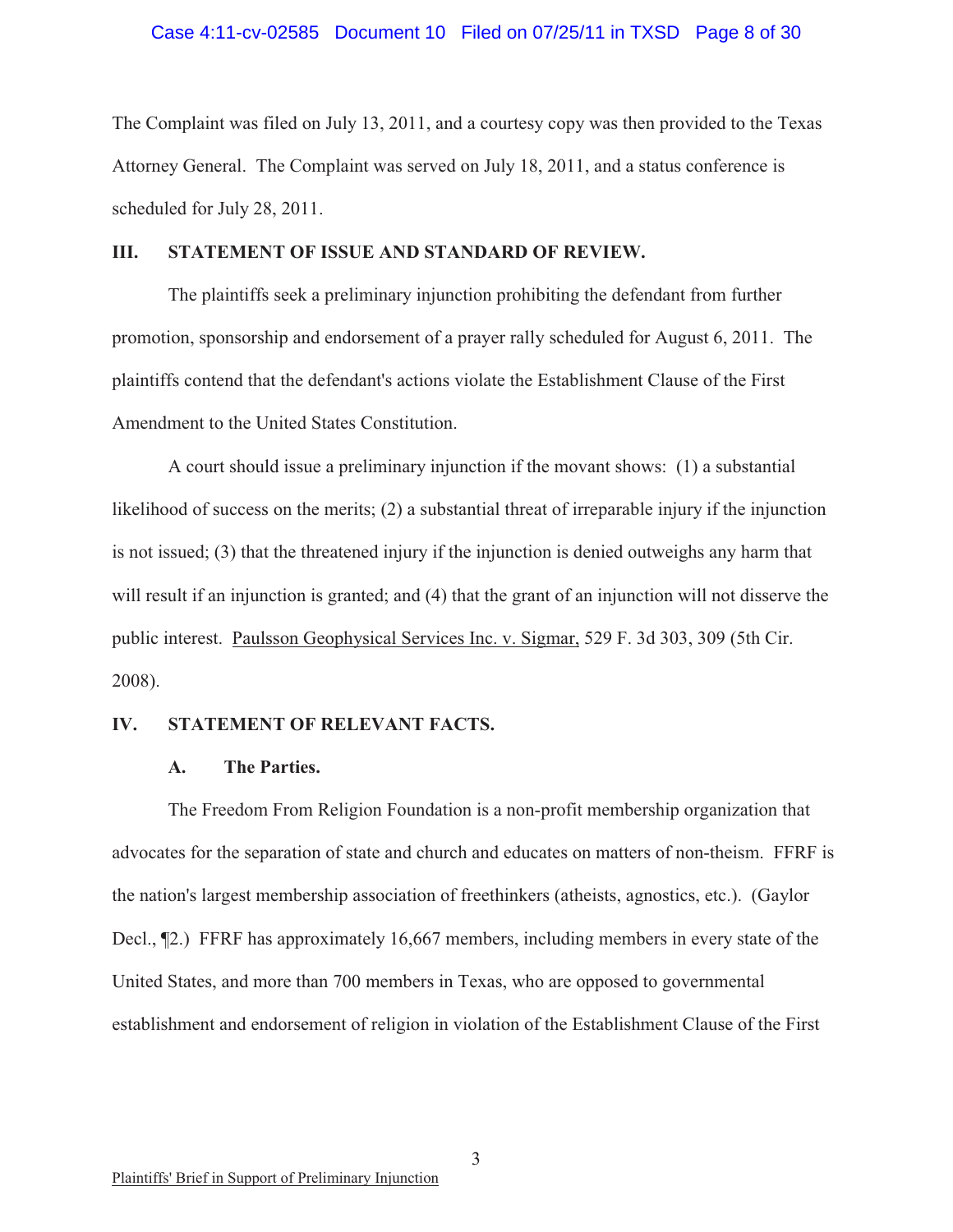The Complaint was filed on July 13, 2011, and a courtesy copy was then provided to the Texas Attorney General. The Complaint was served on July 18, 2011, and a status conference is scheduled for July 28, 2011.

## III. STATEMENT OF ISSUE AND STANDARD OF REVIEW.

The plaintiffs seek a preliminary injunction prohibiting the defendant from further promotion, sponsorship and endorsement of a prayer rally scheduled for August 6, 2011. The plaintiffs contend that the defendant's actions violate the Establishment Clause of the First Amendment to the United States Constitution.

A court should issue a preliminary injunction if the movant shows: (1) a substantial likelihood of success on the merits; (2) a substantial threat of irreparable injury if the injunction is not issued; (3) that the threatened injury if the injunction is denied outweighs any harm that will result if an injunction is granted; and (4) that the grant of an injunction will not disserve the public interest. Paulsson Geophysical Services Inc. v. Sigmar, 529 F. 3d 303, 309 (5th Cir. 2008).

## IV. STATEMENT OF RELEVANT FACTS.

### A. The Parties.

The Freedom From Religion Foundation is a non-profit membership organization that advocates for the separation of state and church and educates on matters of non-theism. FFRF is the nation's largest membership association of freethinkers (atheists, agnostics, etc.). (Gaylor Decl., ¶2.) FFRF has approximately 16,667 members, including members in every state of the United States, and more than 700 members in Texas, who are opposed to governmental establishment and endorsement of religion in violation of the Establishment Clause of the First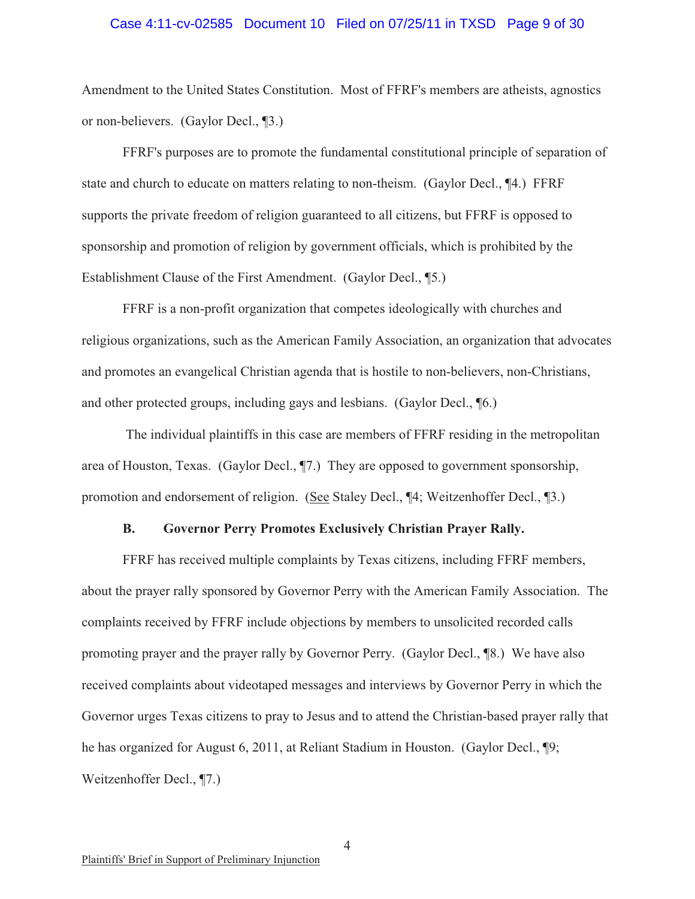Amendment to the United States Constitution. Most of FFRF's members are atheists, agnostics or non-believers. (Gaylor Decl., ¶3.)

FFRF's purposes are to promote the fundamental constitutional principle of separation of state and church to educate on matters relating to non-theism. (Gaylor Decl., ¶4.) FFRF supports the private freedom of religion guaranteed to all citizens, but FFRF is opposed to sponsorship and promotion of religion by government officials, which is prohibited by the Establishment Clause of the First Amendment. (Gaylor Decl., ¶5.)

FFRF is a non-profit organization that competes ideologically with churches and religious organizations, such as the American Family Association, an organization that advocates and promotes an evangelical Christian agenda that is hostile to non-believers, non-Christians, and other protected groups, including gays and lesbians. (Gaylor Decl., ¶6.)

The individual plaintiffs in this case are members of FFRF residing in the metropolitan area of Houston, Texas. (Gaylor Decl., ¶7.) They are opposed to government sponsorship, promotion and endorsement of religion. (See Staley Decl., ¶4; Weitzenhoffer Decl., ¶3.)

### B. Governor Perry Promotes Exclusively Christian Prayer Rally.

FFRF has received multiple complaints by Texas citizens, including FFRF members, about the prayer rally sponsored by Governor Perry with the American Family Association. The complaints received by FFRF include objections by members to unsolicited recorded calls promoting prayer and the prayer rally by Governor Perry. (Gaylor Decl., ¶8.) We have also received complaints about videotaped messages and interviews by Governor Perry in which the Governor urges Texas citizens to pray to Jesus and to attend the Christian-based prayer rally that he has organized for August 6, 2011, at Reliant Stadium in Houston. (Gaylor Decl., ¶9; Weitzenhoffer Decl., ¶7.)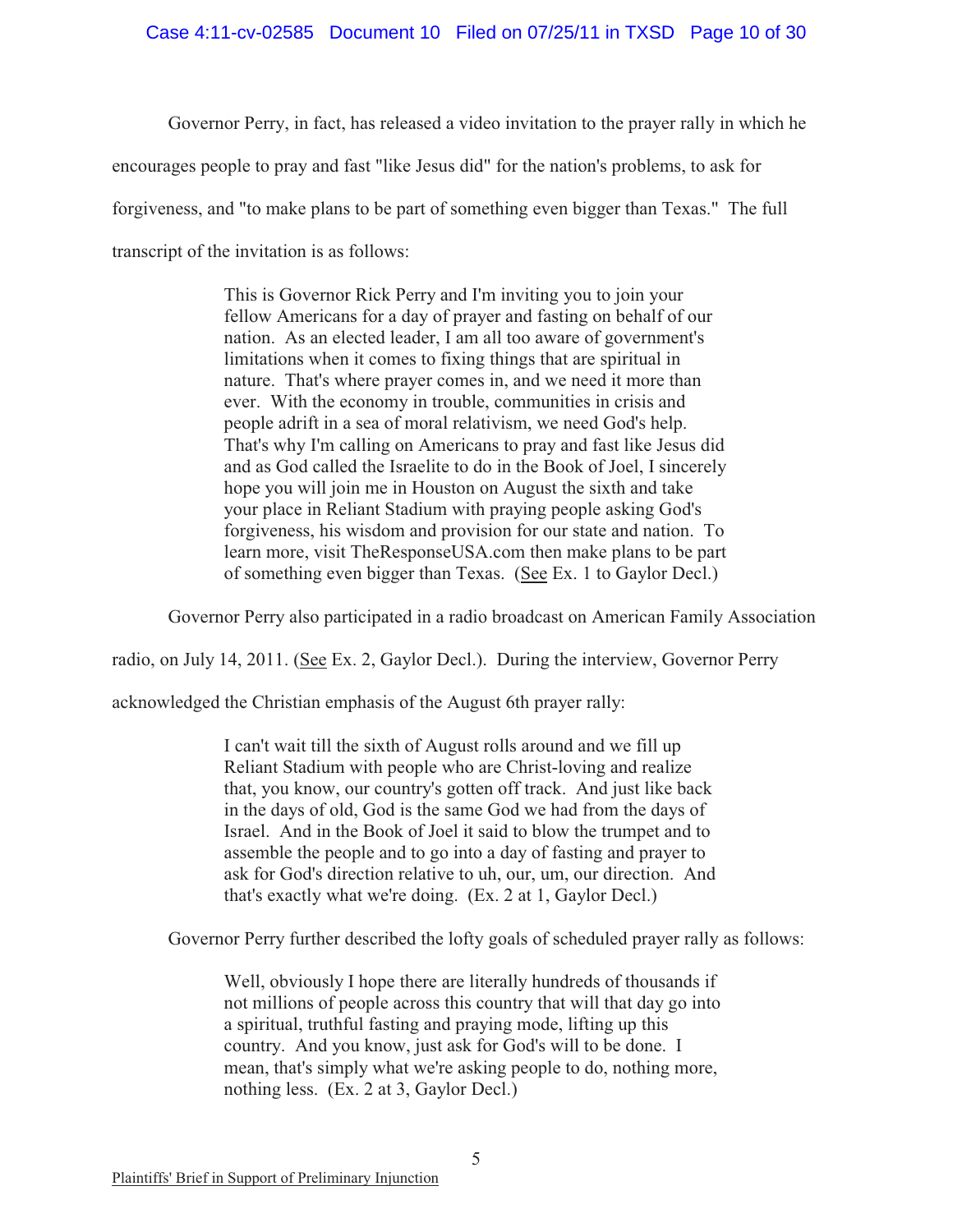Governor Perry, in fact, has released a video invitation to the prayer rally in which he encourages people to pray and fast "like Jesus did" for the nation's problems, to ask for forgiveness, and "to make plans to be part of something even bigger than Texas." The full transcript of the invitation is as follows:

> This is Governor Rick Perry and I'm inviting you to join your fellow Americans for a day of prayer and fasting on behalf of our nation. As an elected leader, I am all too aware of government's limitations when it comes to fixing things that are spiritual in nature. That's where prayer comes in, and we need it more than ever. With the economy in trouble, communities in crisis and people adrift in a sea of moral relativism, we need God's help. That's why I'm calling on Americans to pray and fast like Jesus did and as God called the Israelite to do in the Book of Joel, I sincerely hope you will join me in Houston on August the sixth and take your place in Reliant Stadium with praying people asking God's forgiveness, his wisdom and provision for our state and nation. To learn more, visit TheResponseUSA.com then make plans to be part of something even bigger than Texas. (See Ex. 1 to Gaylor Decl.)

Governor Perry also participated in a radio broadcast on American Family Association radio, on July 14, 2011. (See Ex. 2, Gaylor Decl.). During the interview, Governor Perry acknowledged the Christian emphasis of the August 6th prayer rally:

> I can't wait till the sixth of August rolls around and we fill up Reliant Stadium with people who are Christ-loving and realize that, you know, our country's gotten off track. And just like back in the days of old, God is the same God we had from the days of Israel. And in the Book of Joel it said to blow the trumpet and to assemble the people and to go into a day of fasting and prayer to ask for God's direction relative to uh, our, um, our direction. And that's exactly what we're doing. (Ex. 2 at 1, Gaylor Decl.)

Governor Perry further described the lofty goals of scheduled prayer rally as follows:

> Well, obviously I hope there are literally hundreds of thousands if not millions of people across this country that will that day go into a spiritual, truthful fasting and praying mode, lifting up this country. And you know, just ask for God's will to be done. I mean, that's simply what we're asking people to do, nothing more, nothing less. (Ex. 2 at 3, Gaylor Decl.)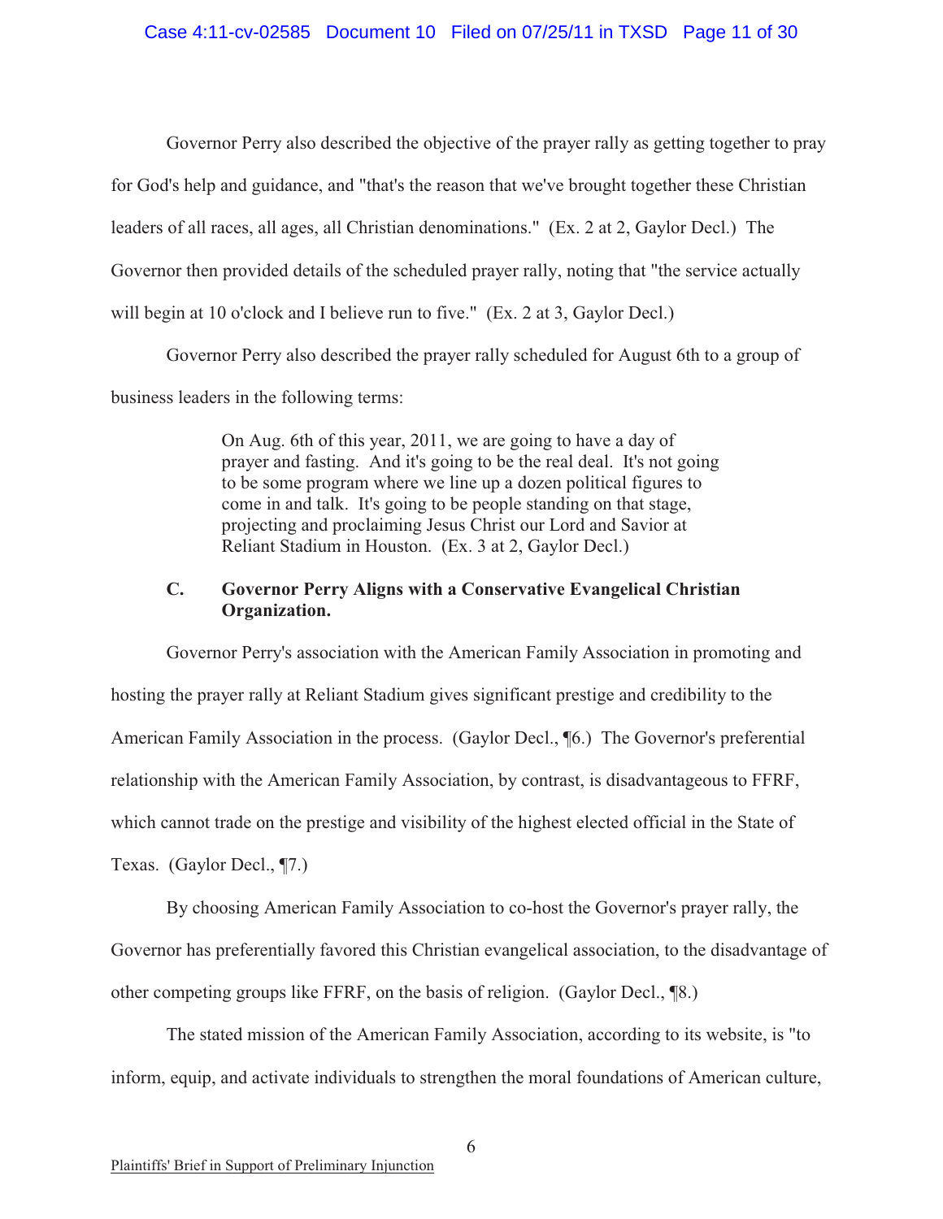Governor Perry also described the objective of the prayer rally as getting together to pray for God's help and guidance, and "that's the reason that we've brought together these Christian leaders of all races, all ages, all Christian denominations." (Ex. 2 at 2, Gaylor Decl.) The Governor then provided details of the scheduled prayer rally, noting that "the service actually will begin at 10 o'clock and I believe run to five." (Ex. 2 at 3, Gaylor Decl.)

Governor Perry also described the prayer rally scheduled for August 6th to a group of business leaders in the following terms:

> On Aug. 6th of this year, 2011, we are going to have a day of prayer and fasting. And it's going to be the real deal. It's not going to be some program where we line up a dozen political figures to come in and talk. It's going to be people standing on that stage, projecting and proclaiming Jesus Christ our Lord and Savior at Reliant Stadium in Houston. (Ex. 3 at 2, Gaylor Decl.)

### C. Governor Perry Aligns with a Conservative Evangelical Christian Organization.

Governor Perry's association with the American Family Association in promoting and hosting the prayer rally at Reliant Stadium gives significant prestige and credibility to the American Family Association in the process. (Gaylor Decl., ¶6.) The Governor's preferential relationship with the American Family Association, by contrast, is disadvantageous to FFRF, which cannot trade on the prestige and visibility of the highest elected official in the State of Texas. (Gaylor Decl., ¶7.)

By choosing American Family Association to co-host the Governor's prayer rally, the Governor has preferentially favored this Christian evangelical association, to the disadvantage of other competing groups like FFRF, on the basis of religion. (Gaylor Decl., ¶8.)

The stated mission of the American Family Association, according to its website, is "to inform, equip, and activate individuals to strengthen the moral foundations of American culture,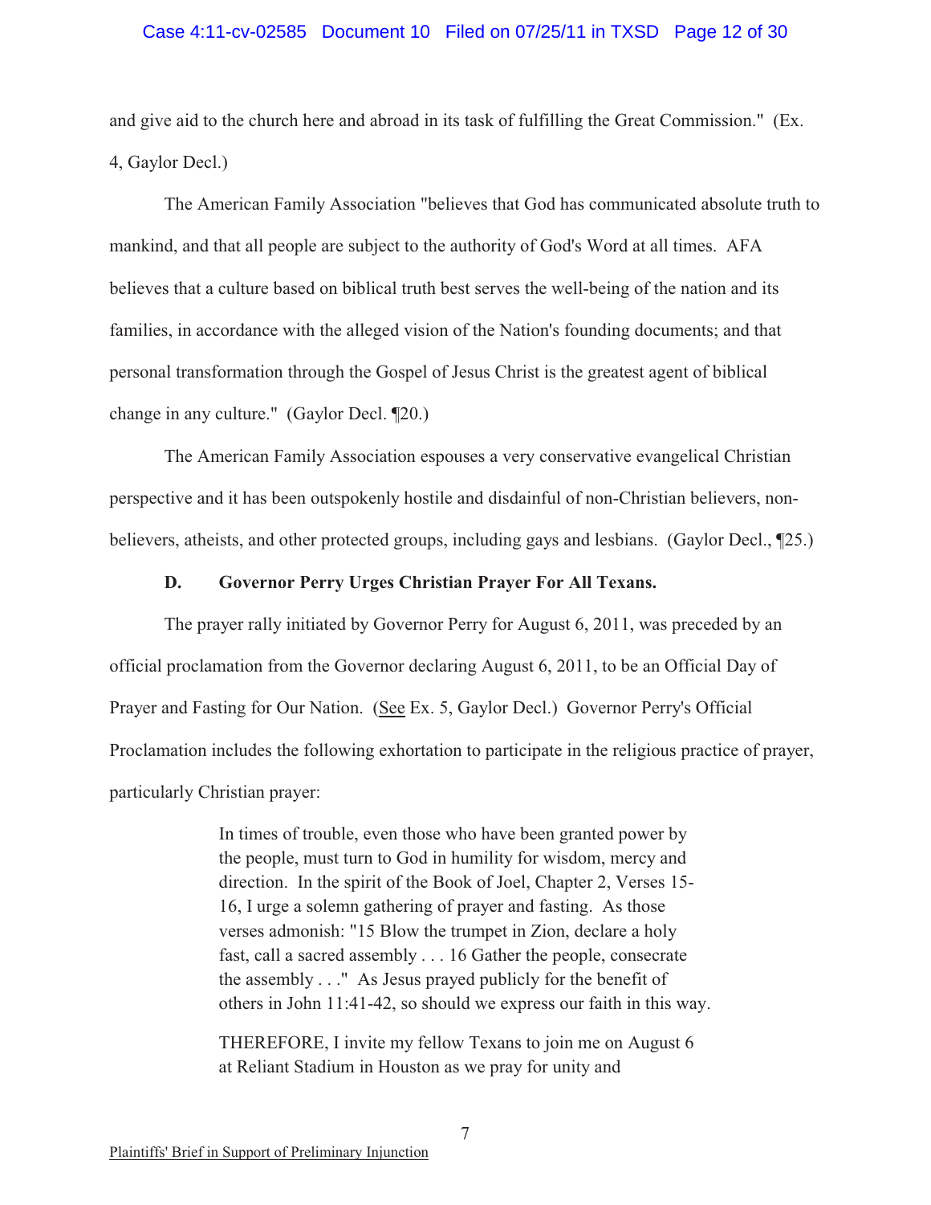and give aid to the church here and abroad in its task of fulfilling the Great Commission." (Ex. 4, Gaylor Decl.)

The American Family Association "believes that God has communicated absolute truth to mankind, and that all people are subject to the authority of God's Word at all times. AFA believes that a culture based on biblical truth best serves the well-being of the nation and its families, in accordance with the alleged vision of the Nation's founding documents; and that personal transformation through the Gospel of Jesus Christ is the greatest agent of biblical change in any culture." (Gaylor Decl. ¶20.)

The American Family Association espouses a very conservative evangelical Christian perspective and it has been outspokenly hostile and disdainful of non-Christian believers, non-believers, atheists, and other protected groups, including gays and lesbians. (Gaylor Decl., ¶25.)

**D. Governor Perry Urges Christian Prayer For All Texans.**

The prayer rally initiated by Governor Perry for August 6, 2011, was preceded by an official proclamation from the Governor declaring August 6, 2011, to be an Official Day of Prayer and Fasting for Our Nation. (See Ex. 5, Gaylor Decl.) Governor Perry's Official Proclamation includes the following exhortation to participate in the religious practice of prayer, particularly Christian prayer:

> In times of trouble, even those who have been granted power by the people, must turn to God in humility for wisdom, mercy and direction. In the spirit of the Book of Joel, Chapter 2, Verses 15-16, I urge a solemn gathering of prayer and fasting. As those verses admonish: "15 Blow the trumpet in Zion, declare a holy fast, call a sacred assembly . . . 16 Gather the people, consecrate the assembly . . ." As Jesus prayed publicly for the benefit of others in John 11:41-42, so should we express our faith in this way.
>
> THEREFORE, I invite my fellow Texans to join me on August 6 at Reliant Stadium in Houston as we pray for unity and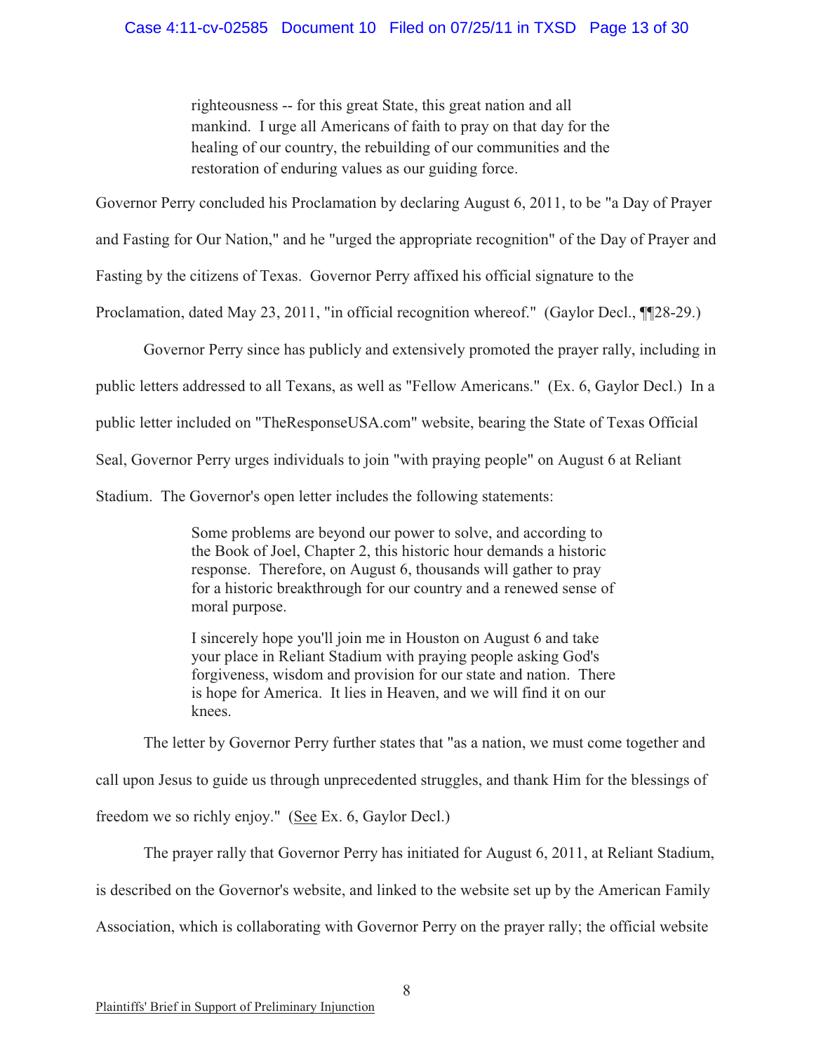> righteousness -- for this great State, this great nation and all mankind. I urge all Americans of faith to pray on that day for the healing of our country, the rebuilding of our communities and the restoration of enduring values as our guiding force.

Governor Perry concluded his Proclamation by declaring August 6, 2011, to be "a Day of Prayer and Fasting for Our Nation," and he "urged the appropriate recognition" of the Day of Prayer and Fasting by the citizens of Texas. Governor Perry affixed his official signature to the Proclamation, dated May 23, 2011, "in official recognition whereof." (Gaylor Decl., ¶¶28-29.)

Governor Perry since has publicly and extensively promoted the prayer rally, including in public letters addressed to all Texans, as well as "Fellow Americans." (Ex. 6, Gaylor Decl.) In a public letter included on "TheResponseUSA.com" website, bearing the State of Texas Official Seal, Governor Perry urges individuals to join "with praying people" on August 6 at Reliant Stadium. The Governor's open letter includes the following statements:

> Some problems are beyond our power to solve, and according to the Book of Joel, Chapter 2, this historic hour demands a historic response. Therefore, on August 6, thousands will gather to pray for a historic breakthrough for our country and a renewed sense of moral purpose.
>
> I sincerely hope you'll join me in Houston on August 6 and take your place in Reliant Stadium with praying people asking God's forgiveness, wisdom and provision for our state and nation. There is hope for America. It lies in Heaven, and we will find it on our knees.

The letter by Governor Perry further states that "as a nation, we must come together and call upon Jesus to guide us through unprecedented struggles, and thank Him for the blessings of freedom we so richly enjoy." (See Ex. 6, Gaylor Decl.)

The prayer rally that Governor Perry has initiated for August 6, 2011, at Reliant Stadium, is described on the Governor's website, and linked to the website set up by the American Family Association, which is collaborating with Governor Perry on the prayer rally; the official website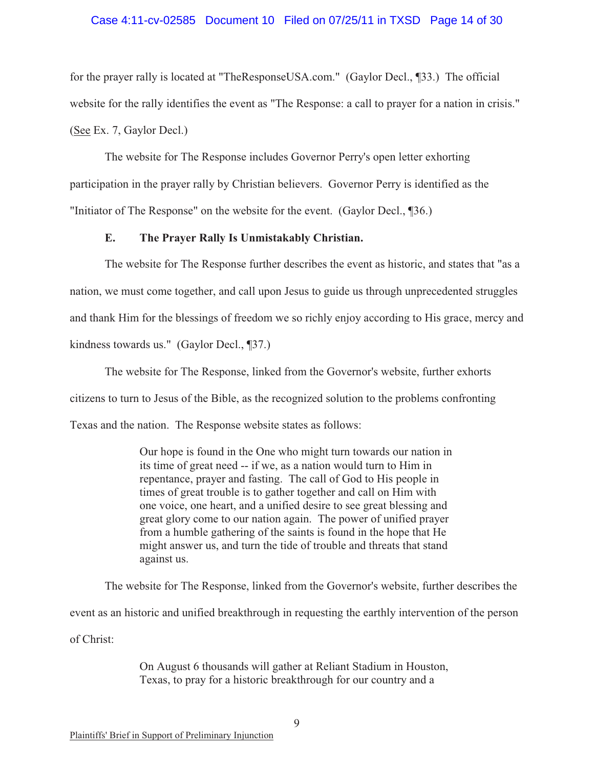for the prayer rally is located at "TheResponseUSA.com." (Gaylor Decl., ¶33.) The official website for the rally identifies the event as "The Response: a call to prayer for a nation in crisis." (See Ex. 7, Gaylor Decl.)

The website for The Response includes Governor Perry's open letter exhorting participation in the prayer rally by Christian believers. Governor Perry is identified as the "Initiator of The Response" on the website for the event. (Gaylor Decl., ¶36.)

### E. The Prayer Rally Is Unmistakably Christian.

The website for The Response further describes the event as historic, and states that "as a nation, we must come together, and call upon Jesus to guide us through unprecedented struggles and thank Him for the blessings of freedom we so richly enjoy according to His grace, mercy and kindness towards us." (Gaylor Decl., ¶37.)

The website for The Response, linked from the Governor's website, further exhorts citizens to turn to Jesus of the Bible, as the recognized solution to the problems confronting Texas and the nation. The Response website states as follows:

> Our hope is found in the One who might turn towards our nation in its time of great need -- if we, as a nation would turn to Him in repentance, prayer and fasting. The call of God to His people in times of great trouble is to gather together and call on Him with one voice, one heart, and a unified desire to see great blessing and great glory come to our nation again. The power of unified prayer from a humble gathering of the saints is found in the hope that He might answer us, and turn the tide of trouble and threats that stand against us.

The website for The Response, linked from the Governor's website, further describes the event as an historic and unified breakthrough in requesting the earthly intervention of the person of Christ:

> On August 6 thousands will gather at Reliant Stadium in Houston, Texas, to pray for a historic breakthrough for our country and a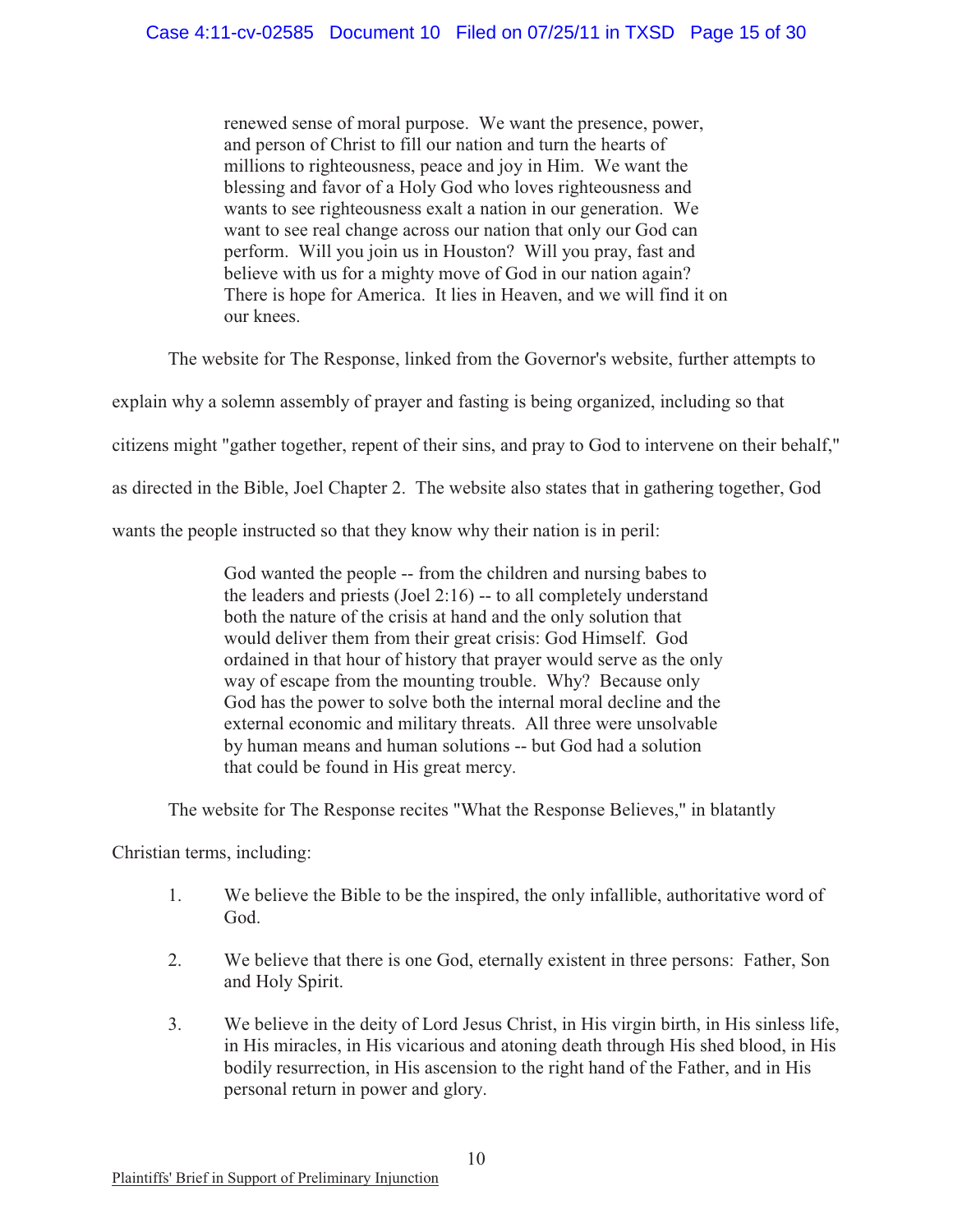> renewed sense of moral purpose. We want the presence, power, and person of Christ to fill our nation and turn the hearts of millions to righteousness, peace and joy in Him. We want the blessing and favor of a Holy God who loves righteousness and wants to see righteousness exalt a nation in our generation. We want to see real change across our nation that only our God can perform. Will you join us in Houston? Will you pray, fast and believe with us for a mighty move of God in our nation again? There is hope for America. It lies in Heaven, and we will find it on our knees.

The website for The Response, linked from the Governor's website, further attempts to explain why a solemn assembly of prayer and fasting is being organized, including so that citizens might "gather together, repent of their sins, and pray to God to intervene on their behalf," as directed in the Bible, Joel Chapter 2. The website also states that in gathering together, God wants the people instructed so that they know why their nation is in peril:

> God wanted the people -- from the children and nursing babes to the leaders and priests (Joel 2:16) -- to all completely understand both the nature of the crisis at hand and the only solution that would deliver them from their great crisis: God Himself. God ordained in that hour of history that prayer would serve as the only way of escape from the mounting trouble. Why? Because only God has the power to solve both the internal moral decline and the external economic and military threats. All three were unsolvable by human means and human solutions -- but God had a solution that could be found in His great mercy.

The website for The Response recites "What the Response Believes," in blatantly Christian terms, including:

1. We believe the Bible to be the inspired, the only infallible, authoritative word of God.

2. We believe that there is one God, eternally existent in three persons: Father, Son and Holy Spirit.

3. We believe in the deity of Lord Jesus Christ, in His virgin birth, in His sinless life, in His miracles, in His vicarious and atoning death through His shed blood, in His bodily resurrection, in His ascension to the right hand of the Father, and in His personal return in power and glory.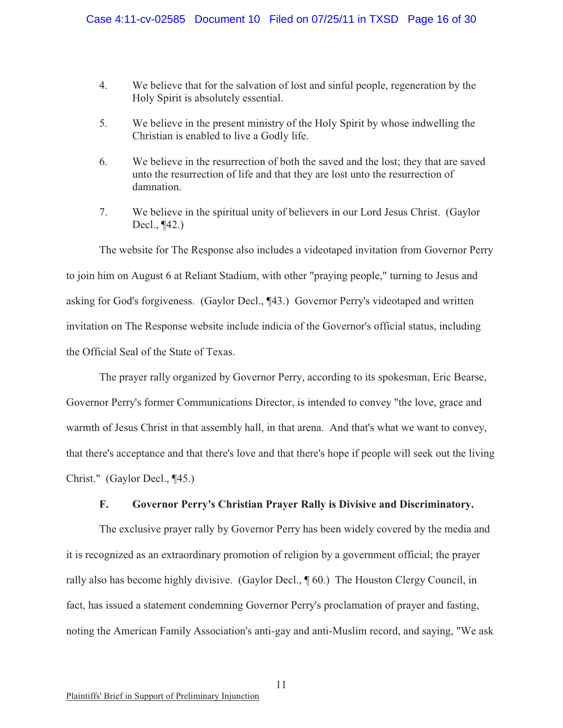4. We believe that for the salvation of lost and sinful people, regeneration by the Holy Spirit is absolutely essential.

5. We believe in the present ministry of the Holy Spirit by whose indwelling the Christian is enabled to live a Godly life.

6. We believe in the resurrection of both the saved and the lost; they that are saved unto the resurrection of life and that they are lost unto the resurrection of damnation.

7. We believe in the spiritual unity of believers in our Lord Jesus Christ. (Gaylor Decl., ¶42.)

The website for The Response also includes a videotaped invitation from Governor Perry to join him on August 6 at Reliant Stadium, with other "praying people," turning to Jesus and asking for God's forgiveness. (Gaylor Decl., ¶43.) Governor Perry's videotaped and written invitation on The Response website include indicia of the Governor's official status, including the Official Seal of the State of Texas.

The prayer rally organized by Governor Perry, according to its spokesman, Eric Bearse, Governor Perry's former Communications Director, is intended to convey "the love, grace and warmth of Jesus Christ in that assembly hall, in that arena. And that's what we want to convey, that there's acceptance and that there's love and that there's hope if people will seek out the living Christ." (Gaylor Decl., ¶45.)

### F. Governor Perry's Christian Prayer Rally is Divisive and Discriminatory.

The exclusive prayer rally by Governor Perry has been widely covered by the media and it is recognized as an extraordinary promotion of religion by a government official; the prayer rally also has become highly divisive. (Gaylor Decl., ¶ 60.) The Houston Clergy Council, in fact, has issued a statement condemning Governor Perry's proclamation of prayer and fasting, noting the American Family Association's anti-gay and anti-Muslim record, and saying, "We ask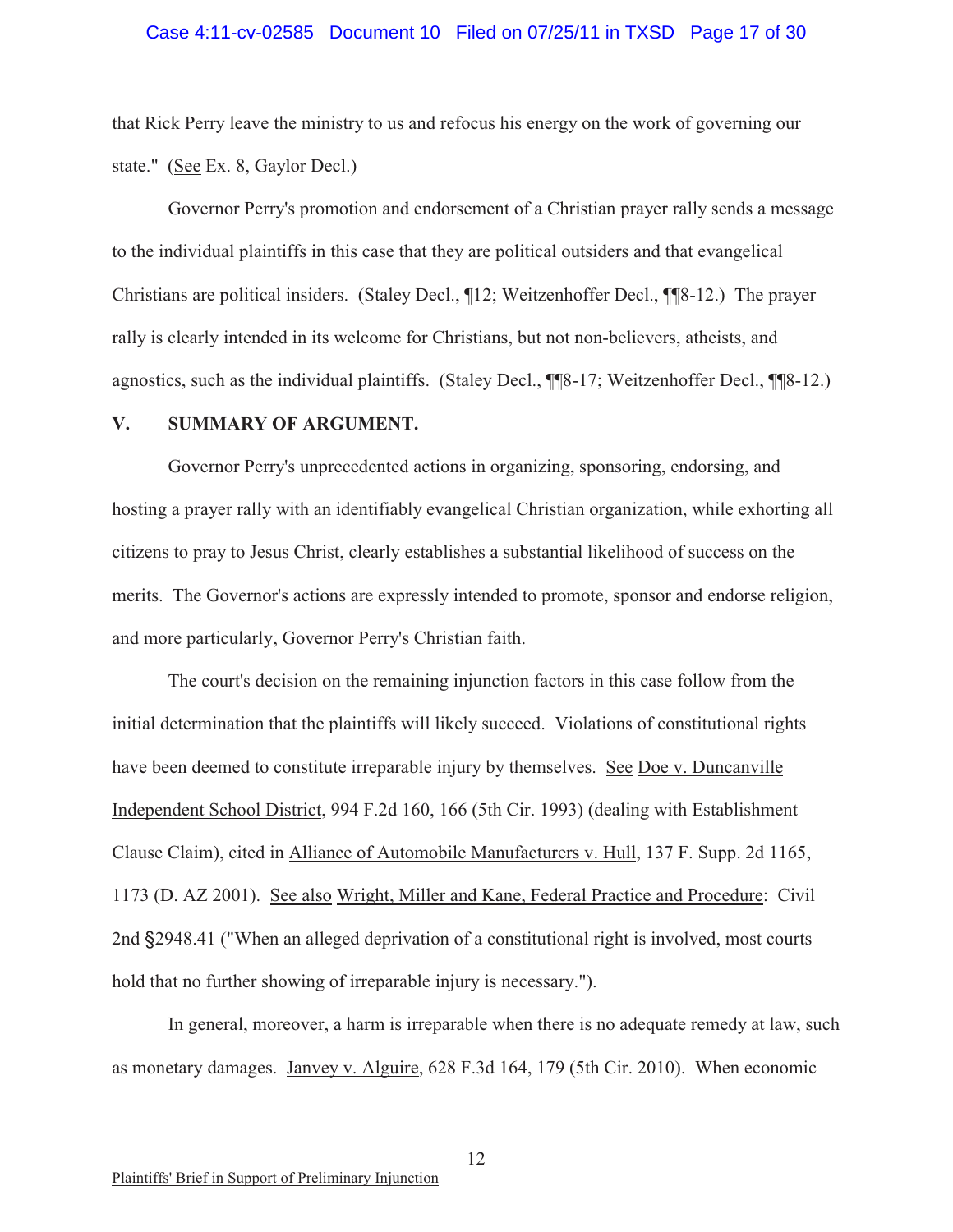that Rick Perry leave the ministry to us and refocus his energy on the work of governing our state." (See Ex. 8, Gaylor Decl.)

Governor Perry's promotion and endorsement of a Christian prayer rally sends a message to the individual plaintiffs in this case that they are political outsiders and that evangelical Christians are political insiders. (Staley Decl., ¶12; Weitzenhoffer Decl., ¶¶8-12.) The prayer rally is clearly intended in its welcome for Christians, but not non-believers, atheists, and agnostics, such as the individual plaintiffs. (Staley Decl., ¶¶8-17; Weitzenhoffer Decl., ¶¶8-12.)

## V. SUMMARY OF ARGUMENT.

Governor Perry's unprecedented actions in organizing, sponsoring, endorsing, and hosting a prayer rally with an identifiably evangelical Christian organization, while exhorting all citizens to pray to Jesus Christ, clearly establishes a substantial likelihood of success on the merits. The Governor's actions are expressly intended to promote, sponsor and endorse religion, and more particularly, Governor Perry's Christian faith.

The court's decision on the remaining injunction factors in this case follow from the initial determination that the plaintiffs will likely succeed. Violations of constitutional rights have been deemed to constitute irreparable injury by themselves. See Doe v. Duncanville Independent School District, 994 F.2d 160, 166 (5th Cir. 1993) (dealing with Establishment Clause Claim), cited in Alliance of Automobile Manufacturers v. Hull, 137 F. Supp. 2d 1165, 1173 (D. AZ 2001). See also Wright, Miller and Kane, Federal Practice and Procedure: Civil 2nd §2948.41 ("When an alleged deprivation of a constitutional right is involved, most courts hold that no further showing of irreparable injury is necessary.").

In general, moreover, a harm is irreparable when there is no adequate remedy at law, such as monetary damages. Janvey v. Alguire, 628 F.3d 164, 179 (5th Cir. 2010). When economic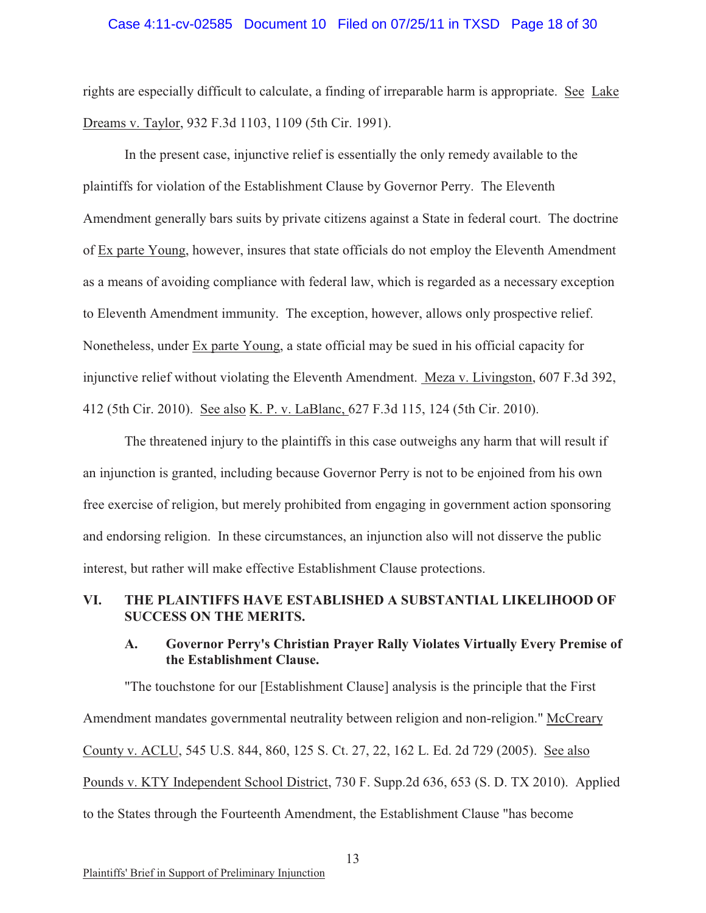rights are especially difficult to calculate, a finding of irreparable harm is appropriate. See Lake Dreams v. Taylor, 932 F.3d 1103, 1109 (5th Cir. 1991).

In the present case, injunctive relief is essentially the only remedy available to the plaintiffs for violation of the Establishment Clause by Governor Perry. The Eleventh Amendment generally bars suits by private citizens against a State in federal court. The doctrine of Ex parte Young, however, insures that state officials do not employ the Eleventh Amendment as a means of avoiding compliance with federal law, which is regarded as a necessary exception to Eleventh Amendment immunity. The exception, however, allows only prospective relief. Nonetheless, under Ex parte Young, a state official may be sued in his official capacity for injunctive relief without violating the Eleventh Amendment. Meza v. Livingston, 607 F.3d 392, 412 (5th Cir. 2010). See also K. P. v. LaBlanc, 627 F.3d 115, 124 (5th Cir. 2010).

The threatened injury to the plaintiffs in this case outweighs any harm that will result if an injunction is granted, including because Governor Perry is not to be enjoined from his own free exercise of religion, but merely prohibited from engaging in government action sponsoring and endorsing religion. In these circumstances, an injunction also will not disserve the public interest, but rather will make effective Establishment Clause protections.

## VI. THE PLAINTIFFS HAVE ESTABLISHED A SUBSTANTIAL LIKELIHOOD OF SUCCESS ON THE MERITS.

### A. Governor Perry's Christian Prayer Rally Violates Virtually Every Premise of the Establishment Clause.

"The touchstone for our [Establishment Clause] analysis is the principle that the First Amendment mandates governmental neutrality between religion and non-religion." McCreary County v. ACLU, 545 U.S. 844, 860, 125 S. Ct. 27, 22, 162 L. Ed. 2d 729 (2005). See also Pounds v. KTY Independent School District, 730 F. Supp.2d 636, 653 (S. D. TX 2010). Applied to the States through the Fourteenth Amendment, the Establishment Clause "has become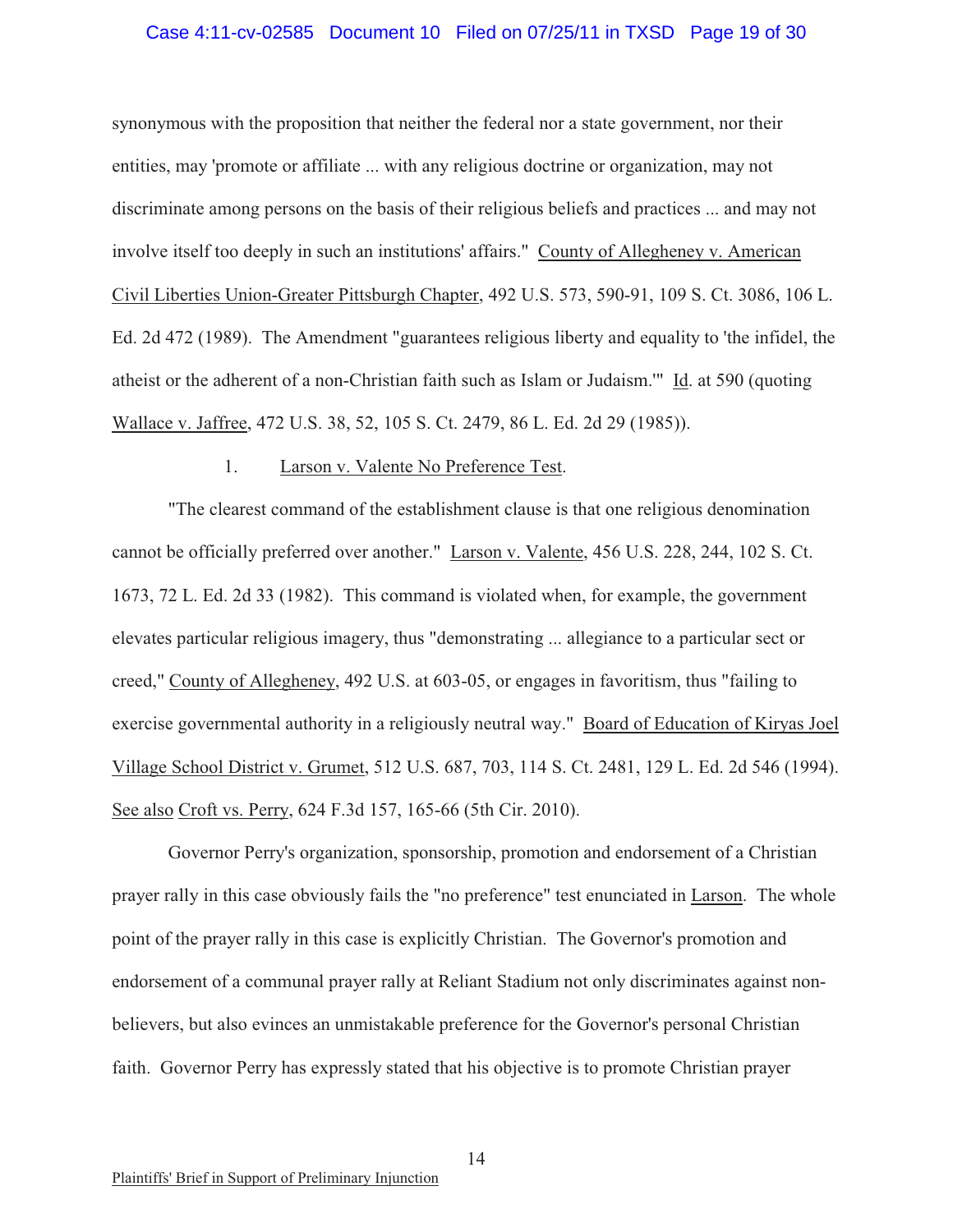synonymous with the proposition that neither the federal nor a state government, nor their entities, may 'promote or affiliate ... with any religious doctrine or organization, may not discriminate among persons on the basis of their religious beliefs and practices ... and may not involve itself too deeply in such an institutions' affairs." County of Allegheney v. American Civil Liberties Union-Greater Pittsburgh Chapter, 492 U.S. 573, 590-91, 109 S. Ct. 3086, 106 L. Ed. 2d 472 (1989). The Amendment "guarantees religious liberty and equality to 'the infidel, the atheist or the adherent of a non-Christian faith such as Islam or Judaism.'" Id. at 590 (quoting Wallace v. Jaffree, 472 U.S. 38, 52, 105 S. Ct. 2479, 86 L. Ed. 2d 29 (1985)).

1. Larson v. Valente No Preference Test.

"The clearest command of the establishment clause is that one religious denomination cannot be officially preferred over another." Larson v. Valente, 456 U.S. 228, 244, 102 S. Ct. 1673, 72 L. Ed. 2d 33 (1982). This command is violated when, for example, the government elevates particular religious imagery, thus "demonstrating ... allegiance to a particular sect or creed," County of Allegheney, 492 U.S. at 603-05, or engages in favoritism, thus "failing to exercise governmental authority in a religiously neutral way." Board of Education of Kiryas Joel Village School District v. Grumet, 512 U.S. 687, 703, 114 S. Ct. 2481, 129 L. Ed. 2d 546 (1994). See also Croft vs. Perry, 624 F.3d 157, 165-66 (5th Cir. 2010).

Governor Perry's organization, sponsorship, promotion and endorsement of a Christian prayer rally in this case obviously fails the "no preference" test enunciated in Larson. The whole point of the prayer rally in this case is explicitly Christian. The Governor's promotion and endorsement of a communal prayer rally at Reliant Stadium not only discriminates against non-believers, but also evinces an unmistakable preference for the Governor's personal Christian faith. Governor Perry has expressly stated that his objective is to promote Christian prayer

Plaintiffs' Brief in Support of Preliminary Injunction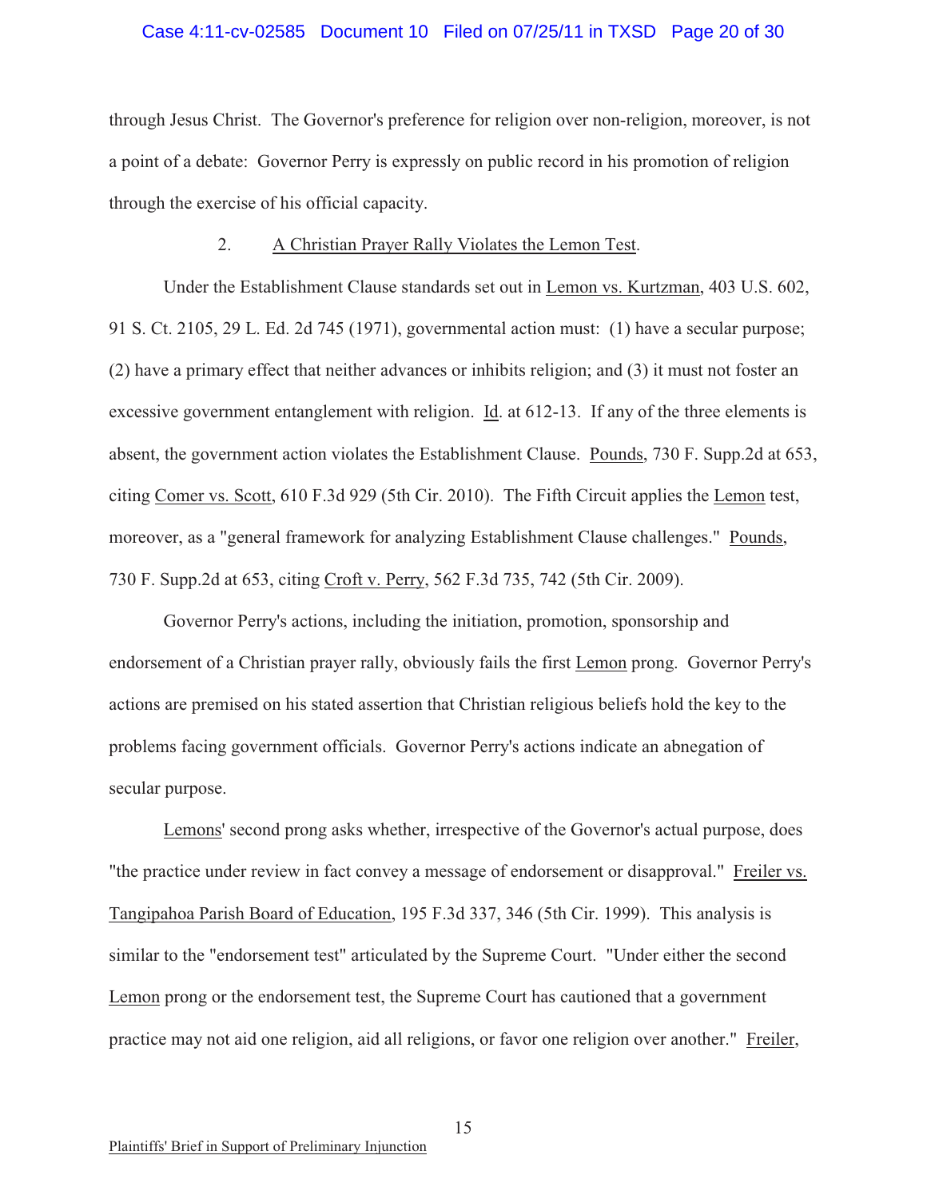through Jesus Christ. The Governor's preference for religion over non-religion, moreover, is not a point of a debate: Governor Perry is expressly on public record in his promotion of religion through the exercise of his official capacity.

2. A Christian Prayer Rally Violates the Lemon Test.

Under the Establishment Clause standards set out in Lemon vs. Kurtzman, 403 U.S. 602, 91 S. Ct. 2105, 29 L. Ed. 2d 745 (1971), governmental action must: (1) have a secular purpose; (2) have a primary effect that neither advances or inhibits religion; and (3) it must not foster an excessive government entanglement with religion. Id. at 612-13. If any of the three elements is absent, the government action violates the Establishment Clause. Pounds, 730 F. Supp.2d at 653, citing Comer vs. Scott, 610 F.3d 929 (5th Cir. 2010). The Fifth Circuit applies the Lemon test, moreover, as a "general framework for analyzing Establishment Clause challenges." Pounds, 730 F. Supp.2d at 653, citing Croft v. Perry, 562 F.3d 735, 742 (5th Cir. 2009).

Governor Perry's actions, including the initiation, promotion, sponsorship and endorsement of a Christian prayer rally, obviously fails the first Lemon prong. Governor Perry's actions are premised on his stated assertion that Christian religious beliefs hold the key to the problems facing government officials. Governor Perry's actions indicate an abnegation of secular purpose.

Lemons' second prong asks whether, irrespective of the Governor's actual purpose, does "the practice under review in fact convey a message of endorsement or disapproval." Freiler vs. Tangipahoa Parish Board of Education, 195 F.3d 337, 346 (5th Cir. 1999). This analysis is similar to the "endorsement test" articulated by the Supreme Court. "Under either the second Lemon prong or the endorsement test, the Supreme Court has cautioned that a government practice may not aid one religion, aid all religions, or favor one religion over another." Freiler,

Plaintiffs' Brief in Support of Preliminary Injunction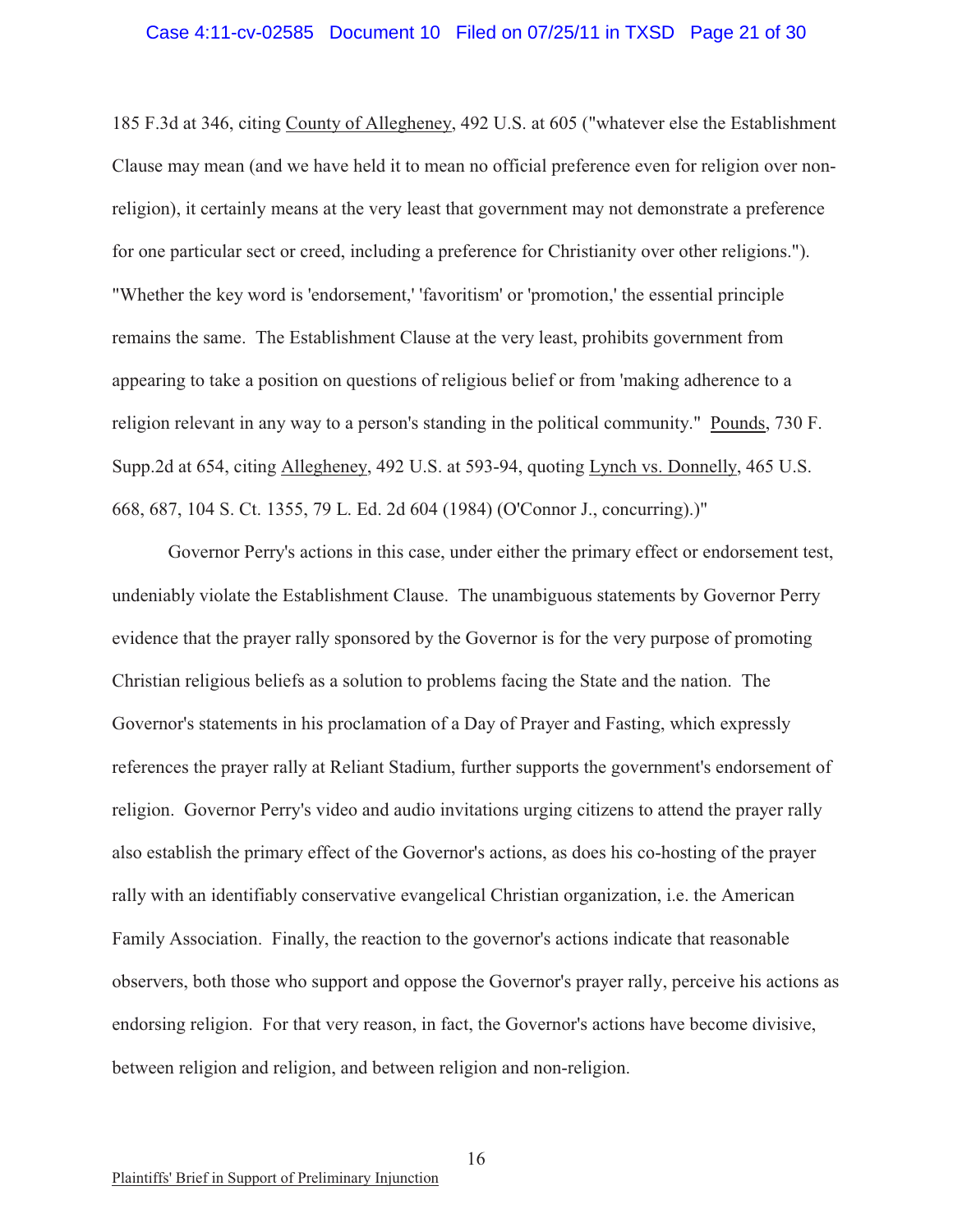185 F.3d at 346, citing County of Allegheney, 492 U.S. at 605 ("whatever else the Establishment Clause may mean (and we have held it to mean no official preference even for religion over non-religion), it certainly means at the very least that government may not demonstrate a preference for one particular sect or creed, including a preference for Christianity over other religions."). "Whether the key word is 'endorsement,' 'favoritism' or 'promotion,' the essential principle remains the same. The Establishment Clause at the very least, prohibits government from appearing to take a position on questions of religious belief or from 'making adherence to a religion relevant in any way to a person's standing in the political community." Pounds, 730 F. Supp.2d at 654, citing Allegheney, 492 U.S. at 593-94, quoting Lynch vs. Donnelly, 465 U.S. 668, 687, 104 S. Ct. 1355, 79 L. Ed. 2d 604 (1984) (O'Connor J., concurring).)"

Governor Perry's actions in this case, under either the primary effect or endorsement test, undeniably violate the Establishment Clause. The unambiguous statements by Governor Perry evidence that the prayer rally sponsored by the Governor is for the very purpose of promoting Christian religious beliefs as a solution to problems facing the State and the nation. The Governor's statements in his proclamation of a Day of Prayer and Fasting, which expressly references the prayer rally at Reliant Stadium, further supports the government's endorsement of religion. Governor Perry's video and audio invitations urging citizens to attend the prayer rally also establish the primary effect of the Governor's actions, as does his co-hosting of the prayer rally with an identifiably conservative evangelical Christian organization, i.e. the American Family Association. Finally, the reaction to the governor's actions indicate that reasonable observers, both those who support and oppose the Governor's prayer rally, perceive his actions as endorsing religion. For that very reason, in fact, the Governor's actions have become divisive, between religion and religion, and between religion and non-religion.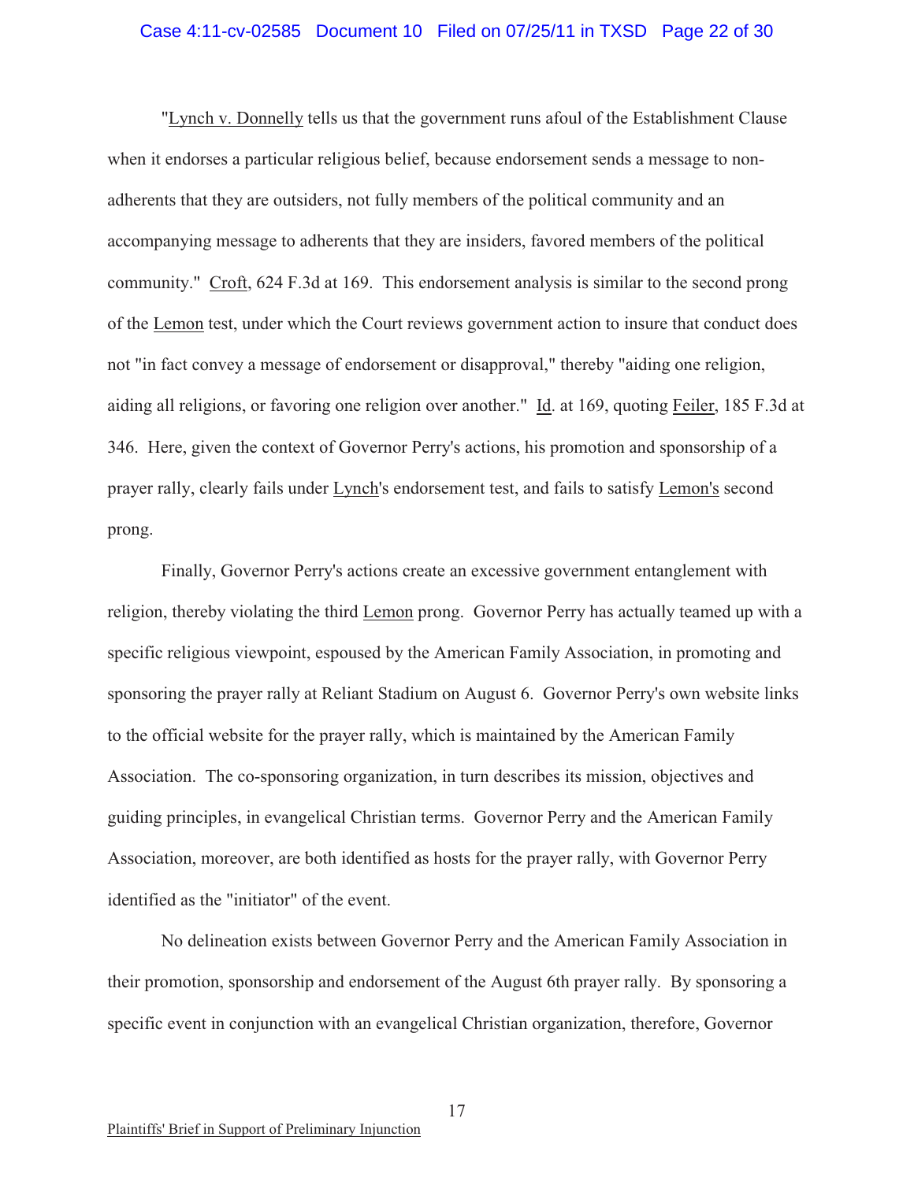"Lynch v. Donnelly tells us that the government runs afoul of the Establishment Clause when it endorses a particular religious belief, because endorsement sends a message to non-adherents that they are outsiders, not fully members of the political community and an accompanying message to adherents that they are insiders, favored members of the political community." Croft, 624 F.3d at 169. This endorsement analysis is similar to the second prong of the Lemon test, under which the Court reviews government action to insure that conduct does not "in fact convey a message of endorsement or disapproval," thereby "aiding one religion, aiding all religions, or favoring one religion over another." Id. at 169, quoting Feiler, 185 F.3d at 346. Here, given the context of Governor Perry's actions, his promotion and sponsorship of a prayer rally, clearly fails under Lynch's endorsement test, and fails to satisfy Lemon's second prong.

Finally, Governor Perry's actions create an excessive government entanglement with religion, thereby violating the third Lemon prong. Governor Perry has actually teamed up with a specific religious viewpoint, espoused by the American Family Association, in promoting and sponsoring the prayer rally at Reliant Stadium on August 6. Governor Perry's own website links to the official website for the prayer rally, which is maintained by the American Family Association. The co-sponsoring organization, in turn describes its mission, objectives and guiding principles, in evangelical Christian terms. Governor Perry and the American Family Association, moreover, are both identified as hosts for the prayer rally, with Governor Perry identified as the "initiator" of the event.

No delineation exists between Governor Perry and the American Family Association in their promotion, sponsorship and endorsement of the August 6th prayer rally. By sponsoring a specific event in conjunction with an evangelical Christian organization, therefore, Governor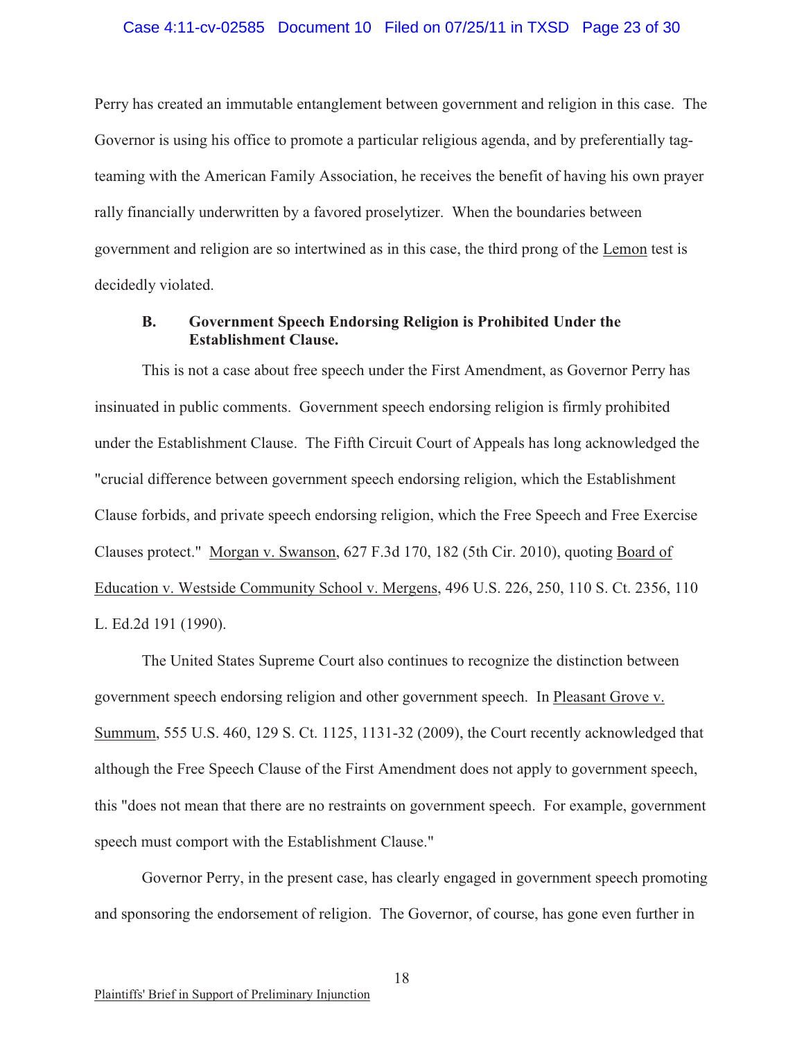Perry has created an immutable entanglement between government and religion in this case. The Governor is using his office to promote a particular religious agenda, and by preferentially tag-teaming with the American Family Association, he receives the benefit of having his own prayer rally financially underwritten by a favored proselytizer. When the boundaries between government and religion are so intertwined as in this case, the third prong of the Lemon test is decidedly violated.

### B. Government Speech Endorsing Religion is Prohibited Under the Establishment Clause.

This is not a case about free speech under the First Amendment, as Governor Perry has insinuated in public comments. Government speech endorsing religion is firmly prohibited under the Establishment Clause. The Fifth Circuit Court of Appeals has long acknowledged the "crucial difference between government speech endorsing religion, which the Establishment Clause forbids, and private speech endorsing religion, which the Free Speech and Free Exercise Clauses protect." Morgan v. Swanson, 627 F.3d 170, 182 (5th Cir. 2010), quoting Board of Education v. Westside Community School v. Mergens, 496 U.S. 226, 250, 110 S. Ct. 2356, 110 L. Ed.2d 191 (1990).

The United States Supreme Court also continues to recognize the distinction between government speech endorsing religion and other government speech. In Pleasant Grove v. Summum, 555 U.S. 460, 129 S. Ct. 1125, 1131-32 (2009), the Court recently acknowledged that although the Free Speech Clause of the First Amendment does not apply to government speech, this "does not mean that there are no restraints on government speech. For example, government speech must comport with the Establishment Clause."

Governor Perry, in the present case, has clearly engaged in government speech promoting and sponsoring the endorsement of religion. The Governor, of course, has gone even further in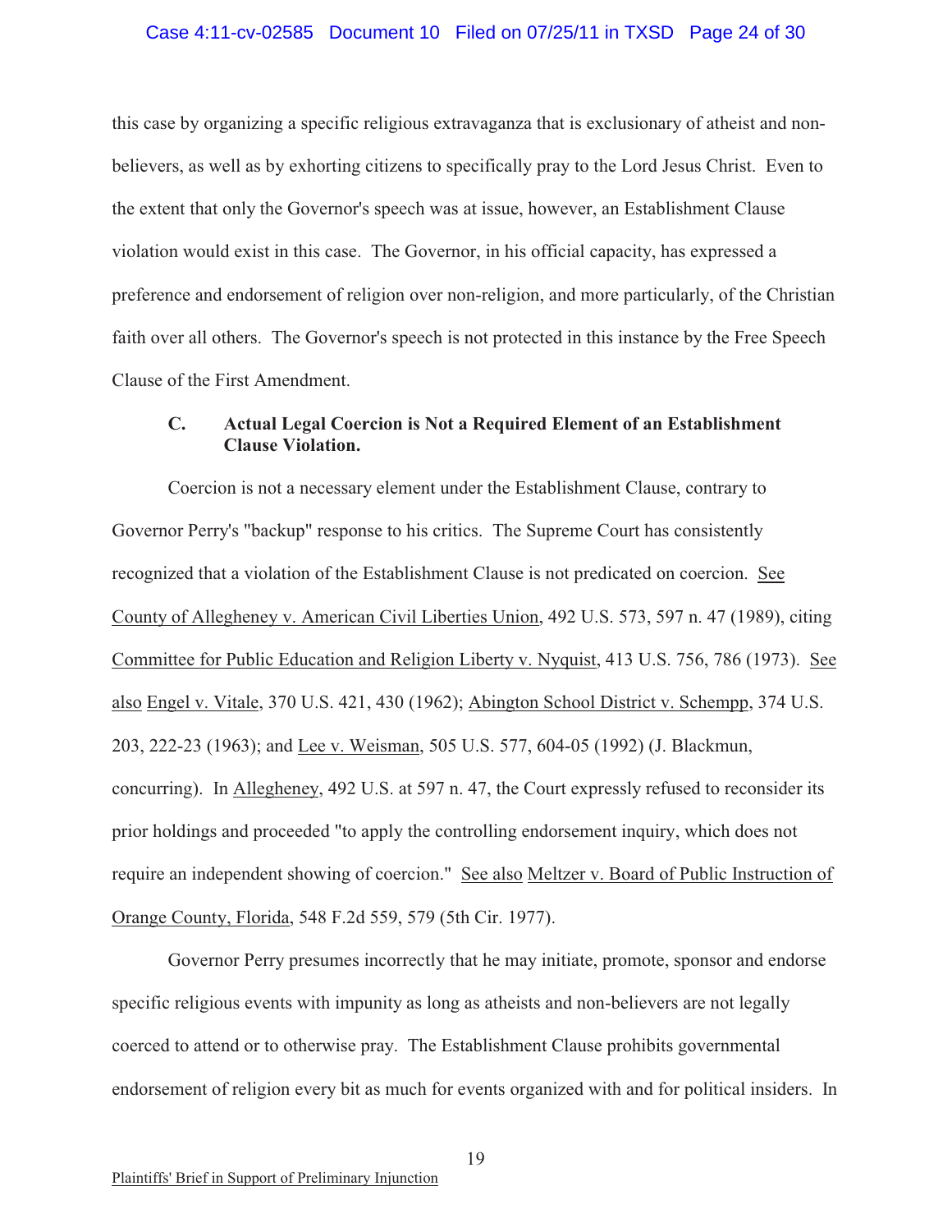this case by organizing a specific religious extravaganza that is exclusionary of atheist and non-believers, as well as by exhorting citizens to specifically pray to the Lord Jesus Christ. Even to the extent that only the Governor's speech was at issue, however, an Establishment Clause violation would exist in this case. The Governor, in his official capacity, has expressed a preference and endorsement of religion over non-religion, and more particularly, of the Christian faith over all others. The Governor's speech is not protected in this instance by the Free Speech Clause of the First Amendment.

### C. Actual Legal Coercion is Not a Required Element of an Establishment Clause Violation.

Coercion is not a necessary element under the Establishment Clause, contrary to Governor Perry's "backup" response to his critics. The Supreme Court has consistently recognized that a violation of the Establishment Clause is not predicated on coercion. See County of Alleghenev v. American Civil Liberties Union, 492 U.S. 573, 597 n. 47 (1989), citing Committee for Public Education and Religion Liberty v. Nyquist, 413 U.S. 756, 786 (1973). See also Engel v. Vitale, 370 U.S. 421, 430 (1962); Abington School District v. Schempp, 374 U.S. 203, 222-23 (1963); and Lee v. Weisman, 505 U.S. 577, 604-05 (1992) (J. Blackmun, concurring). In Alleghenev, 492 U.S. at 597 n. 47, the Court expressly refused to reconsider its prior holdings and proceeded "to apply the controlling endorsement inquiry, which does not require an independent showing of coercion." See also Meltzer v. Board of Public Instruction of Orange County, Florida, 548 F.2d 559, 579 (5th Cir. 1977).

Governor Perry presumes incorrectly that he may initiate, promote, sponsor and endorse specific religious events with impunity as long as atheists and non-believers are not legally coerced to attend or to otherwise pray. The Establishment Clause prohibits governmental endorsement of religion every bit as much for events organized with and for political insiders. In

Plaintiffs' Brief in Support of Preliminary Injunction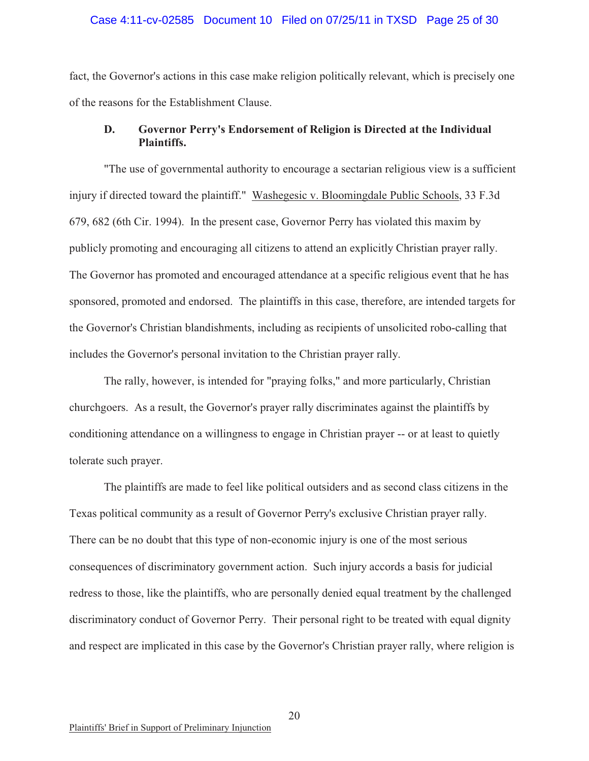fact, the Governor's actions in this case make religion politically relevant, which is precisely one of the reasons for the Establishment Clause.

### D. Governor Perry's Endorsement of Religion is Directed at the Individual Plaintiffs.

"The use of governmental authority to encourage a sectarian religious view is a sufficient injury if directed toward the plaintiff." Washegesic v. Bloomingdale Public Schools, 33 F.3d 679, 682 (6th Cir. 1994). In the present case, Governor Perry has violated this maxim by publicly promoting and encouraging all citizens to attend an explicitly Christian prayer rally. The Governor has promoted and encouraged attendance at a specific religious event that he has sponsored, promoted and endorsed. The plaintiffs in this case, therefore, are intended targets for the Governor's Christian blandishments, including as recipients of unsolicited robo-calling that includes the Governor's personal invitation to the Christian prayer rally.

The rally, however, is intended for "praying folks," and more particularly, Christian churchgoers. As a result, the Governor's prayer rally discriminates against the plaintiffs by conditioning attendance on a willingness to engage in Christian prayer -- or at least to quietly tolerate such prayer.

The plaintiffs are made to feel like political outsiders and as second class citizens in the Texas political community as a result of Governor Perry's exclusive Christian prayer rally. There can be no doubt that this type of non-economic injury is one of the most serious consequences of discriminatory government action. Such injury accords a basis for judicial redress to those, like the plaintiffs, who are personally denied equal treatment by the challenged discriminatory conduct of Governor Perry. Their personal right to be treated with equal dignity and respect are implicated in this case by the Governor's Christian prayer rally, where religion is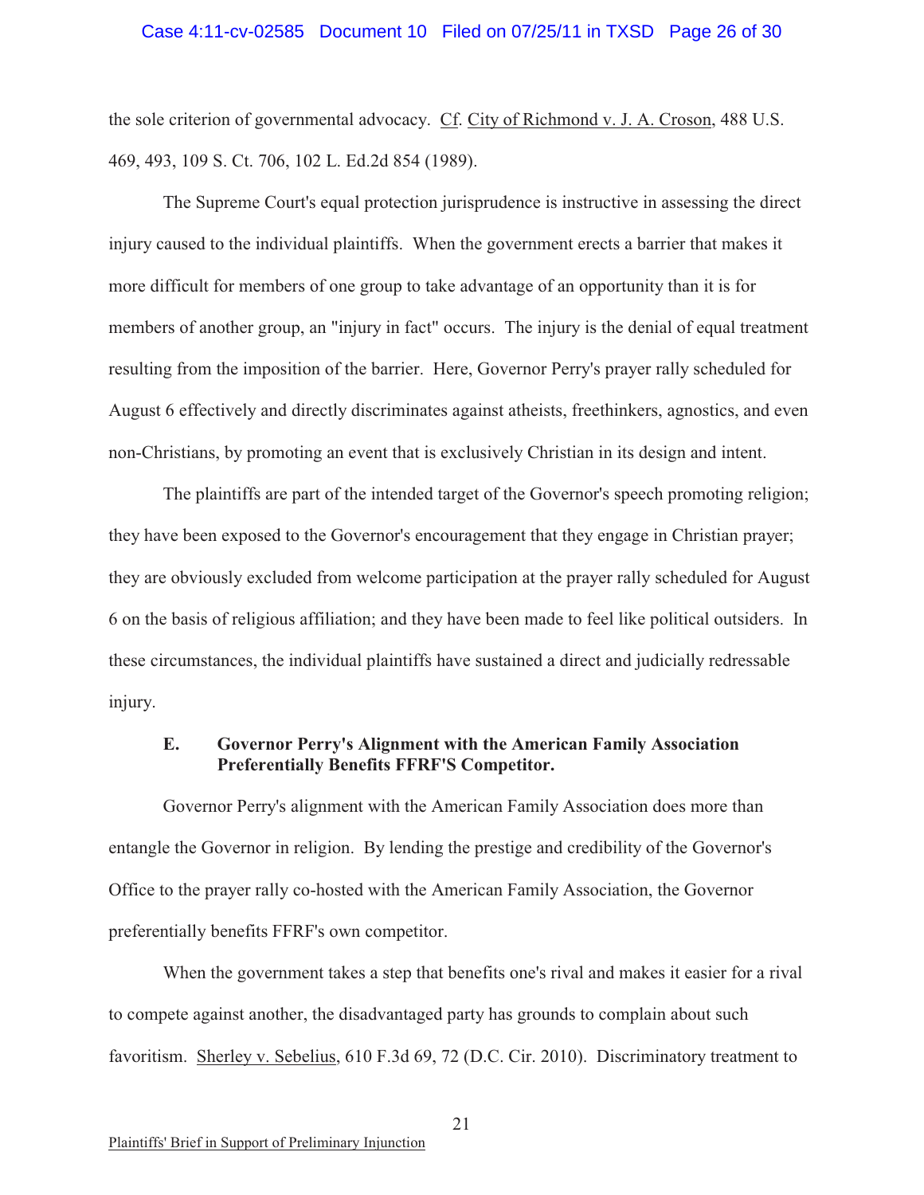the sole criterion of governmental advocacy. Cf. City of Richmond v. J. A. Croson, 488 U.S. 469, 493, 109 S. Ct. 706, 102 L. Ed.2d 854 (1989).

The Supreme Court's equal protection jurisprudence is instructive in assessing the direct injury caused to the individual plaintiffs. When the government erects a barrier that makes it more difficult for members of one group to take advantage of an opportunity than it is for members of another group, an "injury in fact" occurs. The injury is the denial of equal treatment resulting from the imposition of the barrier. Here, Governor Perry's prayer rally scheduled for August 6 effectively and directly discriminates against atheists, freethinkers, agnostics, and even non-Christians, by promoting an event that is exclusively Christian in its design and intent.

The plaintiffs are part of the intended target of the Governor's speech promoting religion; they have been exposed to the Governor's encouragement that they engage in Christian prayer; they are obviously excluded from welcome participation at the prayer rally scheduled for August 6 on the basis of religious affiliation; and they have been made to feel like political outsiders. In these circumstances, the individual plaintiffs have sustained a direct and judicially redressable injury.

### E. Governor Perry's Alignment with the American Family Association Preferentially Benefits FFRF'S Competitor.

Governor Perry's alignment with the American Family Association does more than entangle the Governor in religion. By lending the prestige and credibility of the Governor's Office to the prayer rally co-hosted with the American Family Association, the Governor preferentially benefits FFRF's own competitor.

When the government takes a step that benefits one's rival and makes it easier for a rival to compete against another, the disadvantaged party has grounds to complain about such favoritism. Sherley v. Sebelius, 610 F.3d 69, 72 (D.C. Cir. 2010). Discriminatory treatment to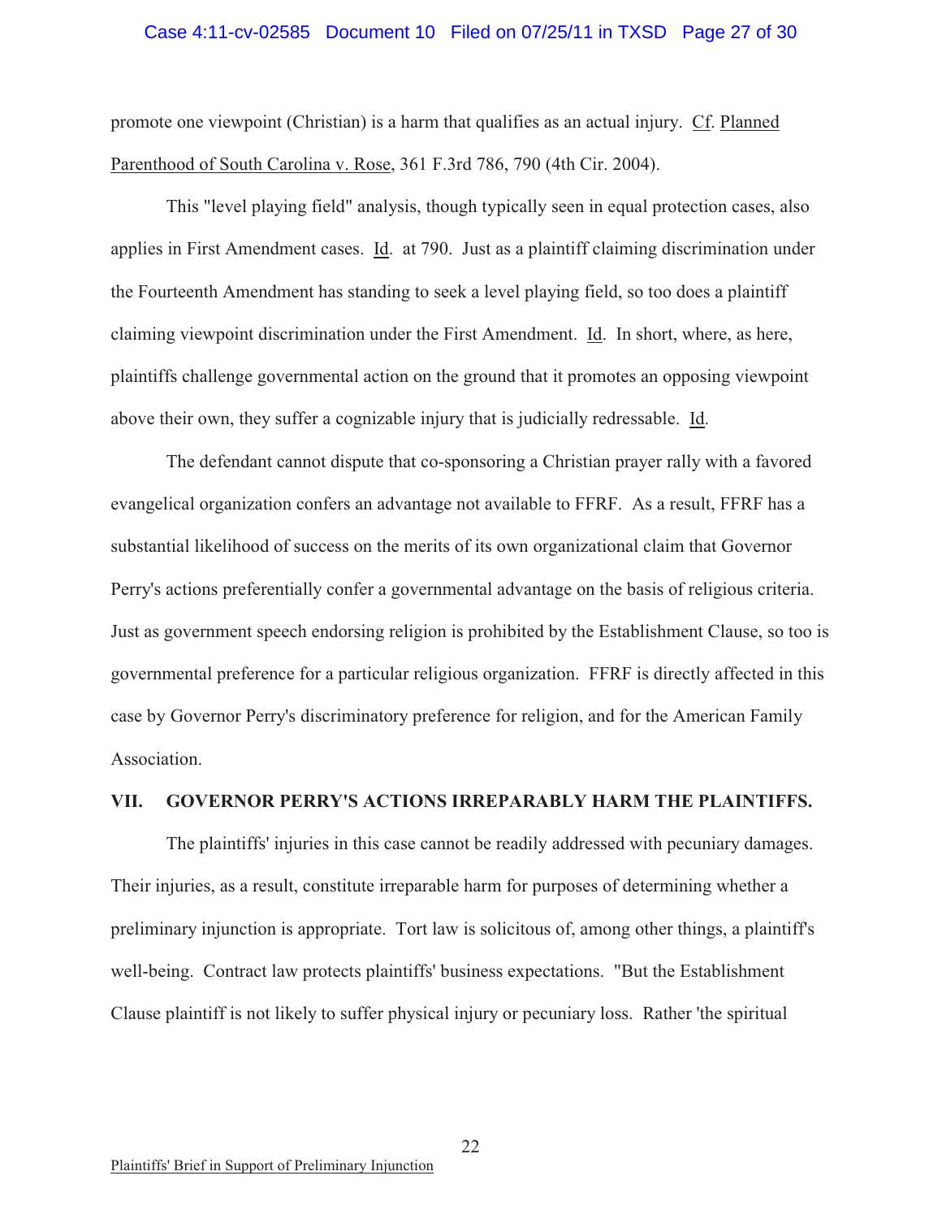promote one viewpoint (Christian) is a harm that qualifies as an actual injury. Cf. Planned Parenthood of South Carolina v. Rose, 361 F.3rd 786, 790 (4th Cir. 2004).

This "level playing field" analysis, though typically seen in equal protection cases, also applies in First Amendment cases. Id. at 790. Just as a plaintiff claiming discrimination under the Fourteenth Amendment has standing to seek a level playing field, so too does a plaintiff claiming viewpoint discrimination under the First Amendment. Id. In short, where, as here, plaintiffs challenge governmental action on the ground that it promotes an opposing viewpoint above their own, they suffer a cognizable injury that is judicially redressable. Id.

The defendant cannot dispute that co-sponsoring a Christian prayer rally with a favored evangelical organization confers an advantage not available to FFRF. As a result, FFRF has a substantial likelihood of success on the merits of its own organizational claim that Governor Perry's actions preferentially confer a governmental advantage on the basis of religious criteria. Just as government speech endorsing religion is prohibited by the Establishment Clause, so too is governmental preference for a particular religious organization. FFRF is directly affected in this case by Governor Perry's discriminatory preference for religion, and for the American Family Association.

## VII. GOVERNOR PERRY'S ACTIONS IRREPARABLY HARM THE PLAINTIFFS.

The plaintiffs' injuries in this case cannot be readily addressed with pecuniary damages. Their injuries, as a result, constitute irreparable harm for purposes of determining whether a preliminary injunction is appropriate. Tort law is solicitous of, among other things, a plaintiff's well-being. Contract law protects plaintiffs' business expectations. "But the Establishment Clause plaintiff is not likely to suffer physical injury or pecuniary loss. Rather 'the spiritual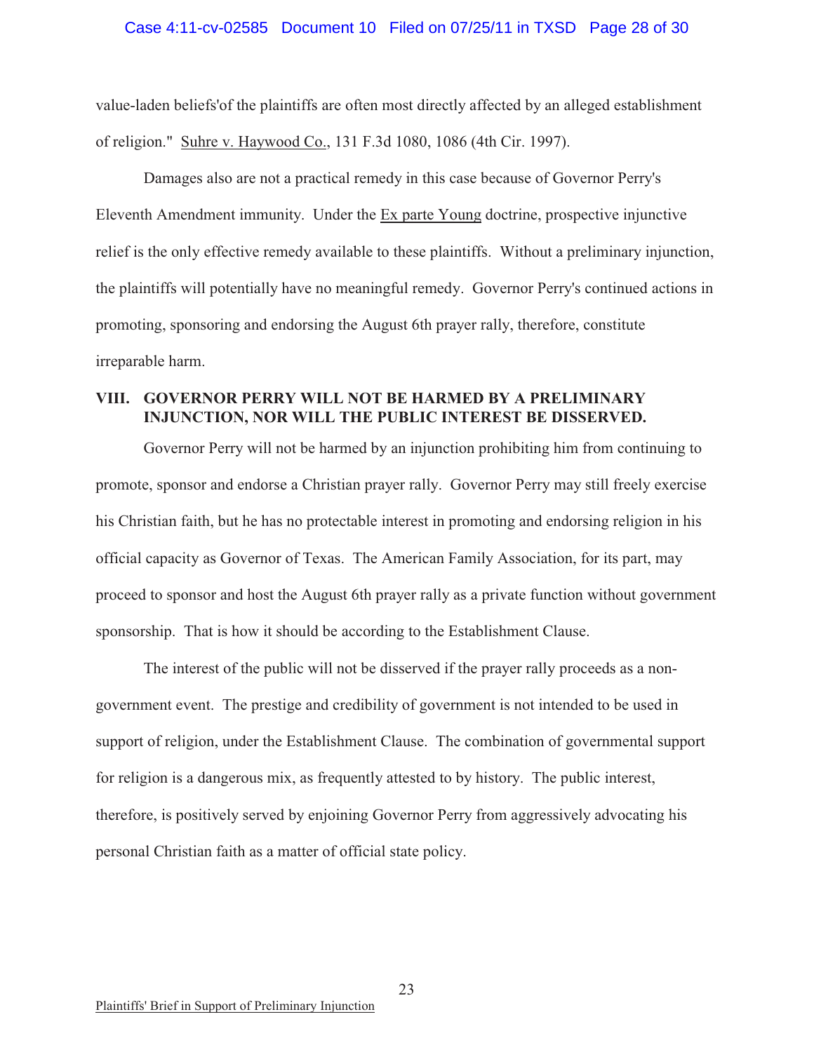value-laden beliefs'of the plaintiffs are often most directly affected by an alleged establishment of religion." Suhre v. Haywood Co., 131 F.3d 1080, 1086 (4th Cir. 1997).

Damages also are not a practical remedy in this case because of Governor Perry's Eleventh Amendment immunity. Under the Ex parte Young doctrine, prospective injunctive relief is the only effective remedy available to these plaintiffs. Without a preliminary injunction, the plaintiffs will potentially have no meaningful remedy. Governor Perry's continued actions in promoting, sponsoring and endorsing the August 6th prayer rally, therefore, constitute irreparable harm.

## VIII. GOVERNOR PERRY WILL NOT BE HARMED BY A PRELIMINARY INJUNCTION, NOR WILL THE PUBLIC INTEREST BE DISSERVED.

Governor Perry will not be harmed by an injunction prohibiting him from continuing to promote, sponsor and endorse a Christian prayer rally. Governor Perry may still freely exercise his Christian faith, but he has no protectable interest in promoting and endorsing religion in his official capacity as Governor of Texas. The American Family Association, for its part, may proceed to sponsor and host the August 6th prayer rally as a private function without government sponsorship. That is how it should be according to the Establishment Clause.

The interest of the public will not be disserved if the prayer rally proceeds as a non-government event. The prestige and credibility of government is not intended to be used in support of religion, under the Establishment Clause. The combination of governmental support for religion is a dangerous mix, as frequently attested to by history. The public interest, therefore, is positively served by enjoining Governor Perry from aggressively advocating his personal Christian faith as a matter of official state policy.

Plaintiffs' Brief in Support of Preliminary Injunction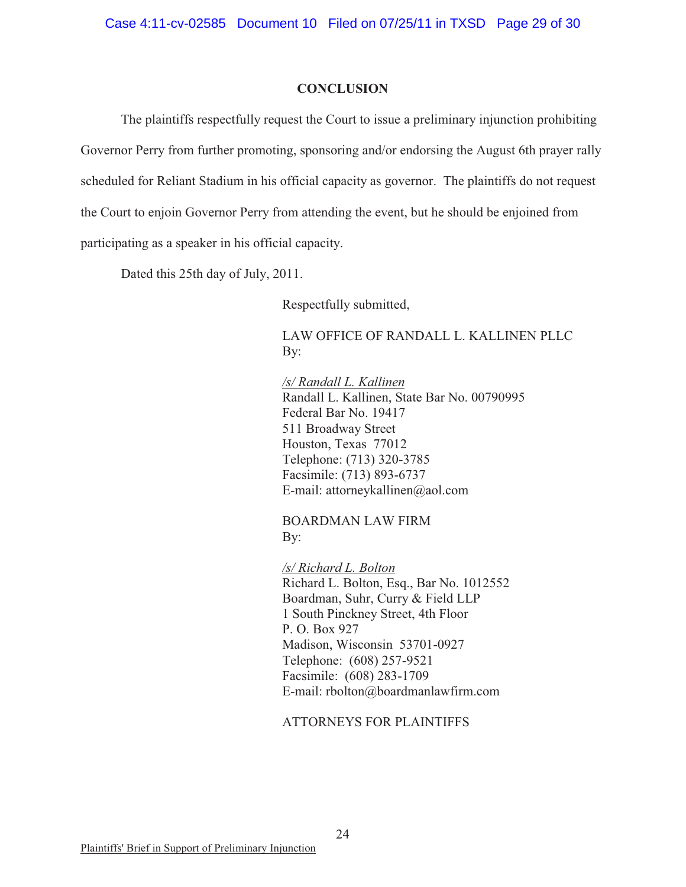## CONCLUSION

The plaintiffs respectfully request the Court to issue a preliminary injunction prohibiting Governor Perry from further promoting, sponsoring and/or endorsing the August 6th prayer rally scheduled for Reliant Stadium in his official capacity as governor. The plaintiffs do not request the Court to enjoin Governor Perry from attending the event, but he should be enjoined from participating as a speaker in his official capacity.

Dated this 25th day of July, 2011.

Respectfully submitted,

LAW OFFICE OF RANDALL L. KALLINEN PLLC
By:

*/s/ Randall L. Kallinen*
Randall L. Kallinen, State Bar No. 00790995
Federal Bar No. 19417
511 Broadway Street
Houston, Texas 77012
Telephone: (713) 320-3785
Facsimile: (713) 893-6737
E-mail: attorneykallinen@aol.com

BOARDMAN LAW FIRM
By:

*/s/ Richard L. Bolton*
Richard L. Bolton, Esq., Bar No. 1012552
Boardman, Suhr, Curry & Field LLP
1 South Pinckney Street, 4th Floor
P. O. Box 927
Madison, Wisconsin 53701-0927
Telephone: (608) 257-9521
Facsimile: (608) 283-1709
E-mail: rbolton@boardmanlawfirm.com

ATTORNEYS FOR PLAINTIFFS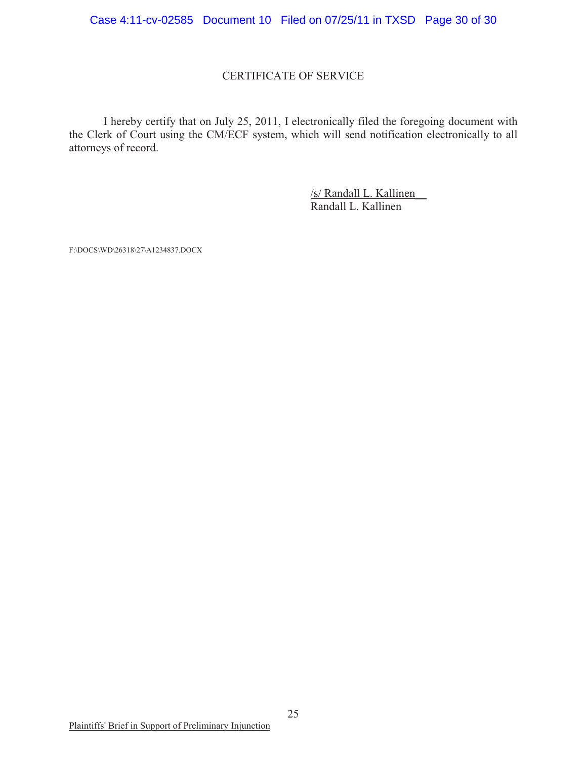## CERTIFICATE OF SERVICE

I hereby certify that on July 25, 2011, I electronically filed the foregoing document with the Clerk of Court using the CM/ECF system, which will send notification electronically to all attorneys of record.

/s/ Randall L. Kallinen  
Randall L. Kallinen

F:\DOCS\WD\26318\27\A1234837.DOCX